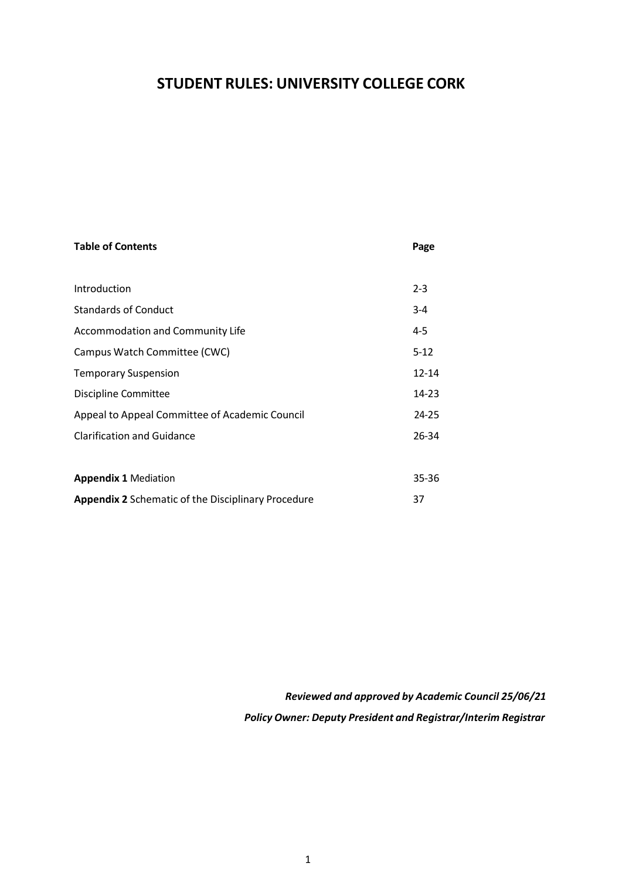# STUDENT RULES: UNIVERSITY COLLEGE CORK

| **Table of Contents** | **Page** |
|---|---|
| Introduction | 2-3 |
| Standards of Conduct | 3-4 |
| Accommodation and Community Life | 4-5 |
| Campus Watch Committee (CWC) | 5-12 |
| Temporary Suspension | 12-14 |
| Discipline Committee | 14-23 |
| Appeal to Appeal Committee of Academic Council | 24-25 |
| Clarification and Guidance | 26-34 |
| | |
| **Appendix 1** Mediation | 35-36 |
| **Appendix 2** Schematic of the Disciplinary Procedure | 37 |

***Reviewed and approved by Academic Council 25/06/21***

***Policy Owner: Deputy President and Registrar/Interim Registrar***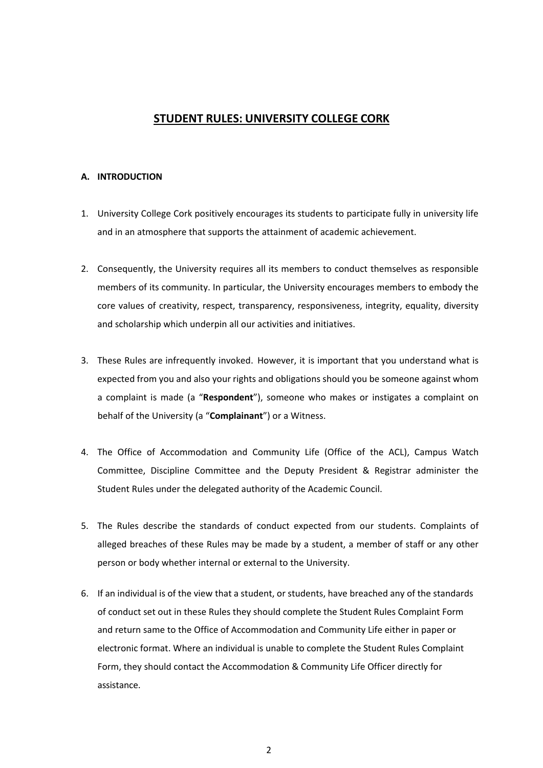# STUDENT RULES: UNIVERSITY COLLEGE CORK

## A. INTRODUCTION

1. University College Cork positively encourages its students to participate fully in university life and in an atmosphere that supports the attainment of academic achievement.

2. Consequently, the University requires all its members to conduct themselves as responsible members of its community. In particular, the University encourages members to embody the core values of creativity, respect, transparency, responsiveness, integrity, equality, diversity and scholarship which underpin all our activities and initiatives.

3. These Rules are infrequently invoked. However, it is important that you understand what is expected from you and also your rights and obligations should you be someone against whom a complaint is made (a "**Respondent**"), someone who makes or instigates a complaint on behalf of the University (a "**Complainant**") or a Witness.

4. The Office of Accommodation and Community Life (Office of the ACL), Campus Watch Committee, Discipline Committee and the Deputy President & Registrar administer the Student Rules under the delegated authority of the Academic Council.

5. The Rules describe the standards of conduct expected from our students. Complaints of alleged breaches of these Rules may be made by a student, a member of staff or any other person or body whether internal or external to the University.

6. If an individual is of the view that a student, or students, have breached any of the standards of conduct set out in these Rules they should complete the Student Rules Complaint Form and return same to the Office of Accommodation and Community Life either in paper or electronic format. Where an individual is unable to complete the Student Rules Complaint Form, they should contact the Accommodation & Community Life Officer directly for assistance.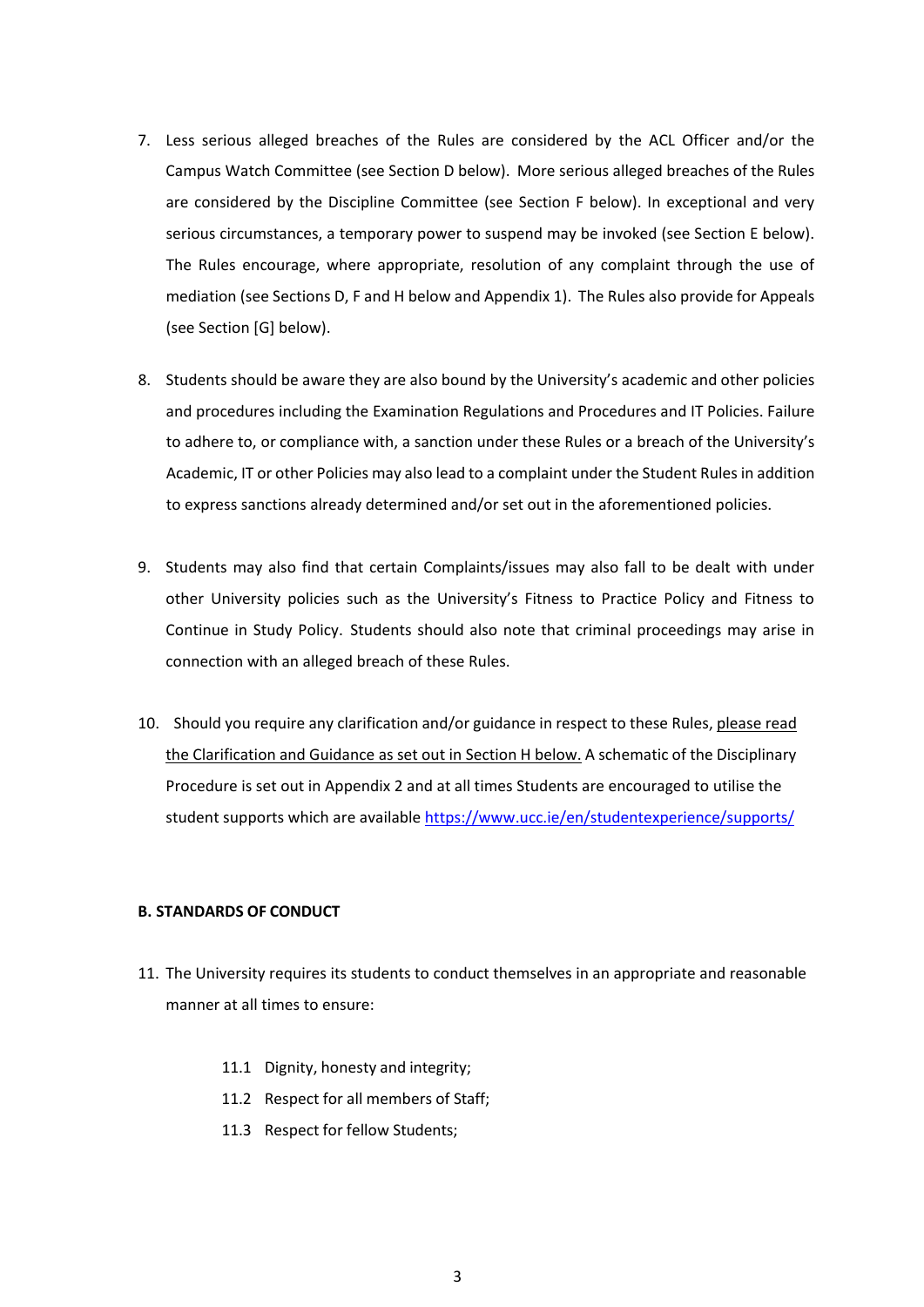7. Less serious alleged breaches of the Rules are considered by the ACL Officer and/or the Campus Watch Committee (see Section D below). More serious alleged breaches of the Rules are considered by the Discipline Committee (see Section F below). In exceptional and very serious circumstances, a temporary power to suspend may be invoked (see Section E below). The Rules encourage, where appropriate, resolution of any complaint through the use of mediation (see Sections D, F and H below and Appendix 1). The Rules also provide for Appeals (see Section [G] below).

8. Students should be aware they are also bound by the University's academic and other policies and procedures including the Examination Regulations and Procedures and IT Policies. Failure to adhere to, or compliance with, a sanction under these Rules or a breach of the University's Academic, IT or other Policies may also lead to a complaint under the Student Rules in addition to express sanctions already determined and/or set out in the aforementioned policies.

9. Students may also find that certain Complaints/issues may also fall to be dealt with under other University policies such as the University's Fitness to Practice Policy and Fitness to Continue in Study Policy. Students should also note that criminal proceedings may arise in connection with an alleged breach of these Rules.

10. Should you require any clarification and/or guidance in respect to these Rules, please read the Clarification and Guidance as set out in Section H below. A schematic of the Disciplinary Procedure is set out in Appendix 2 and at all times Students are encouraged to utilise the student supports which are available https://www.ucc.ie/en/studentexperience/supports/

**B. STANDARDS OF CONDUCT**

11. The University requires its students to conduct themselves in an appropriate and reasonable manner at all times to ensure:

    11.1 Dignity, honesty and integrity;
    11.2 Respect for all members of Staff;
    11.3 Respect for fellow Students;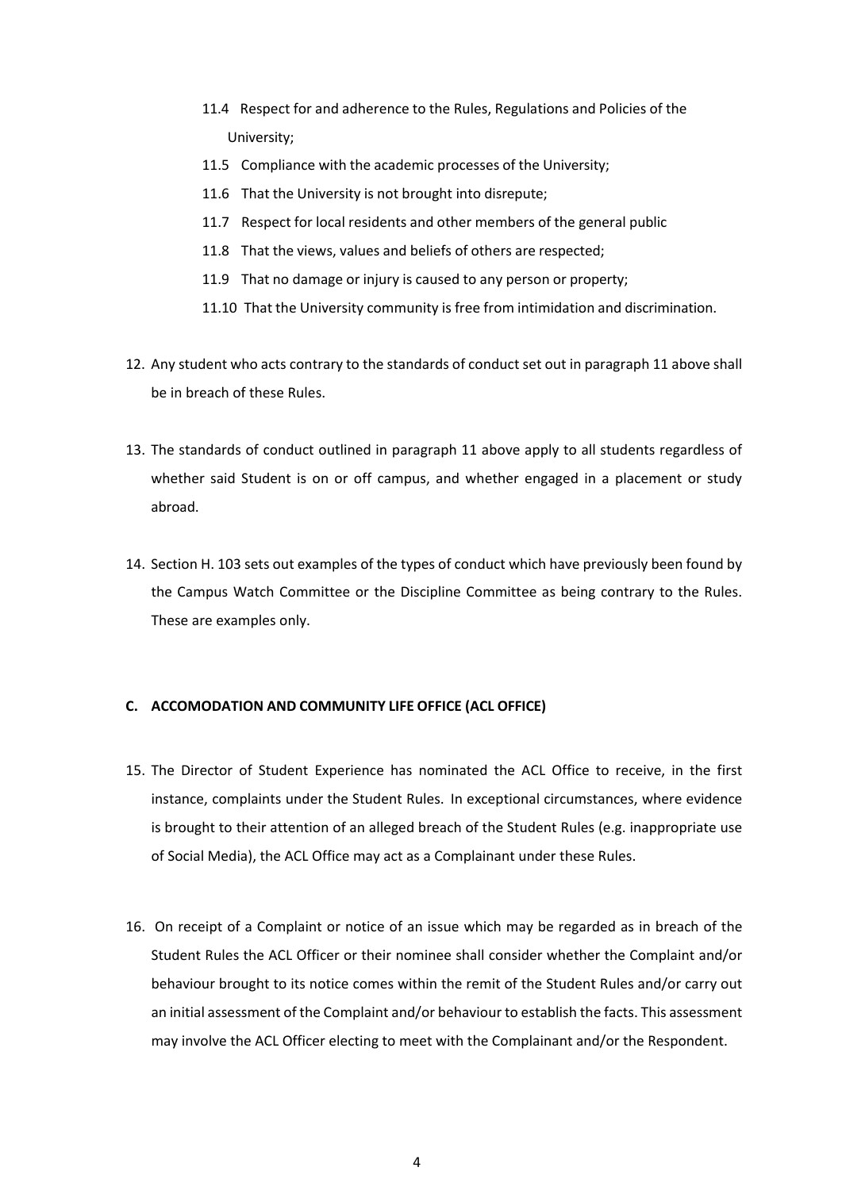11.4 Respect for and adherence to the Rules, Regulations and Policies of the University;

11.5 Compliance with the academic processes of the University;

11.6 That the University is not brought into disrepute;

11.7 Respect for local residents and other members of the general public

11.8 That the views, values and beliefs of others are respected;

11.9 That no damage or injury is caused to any person or property;

11.10 That the University community is free from intimidation and discrimination.

12. Any student who acts contrary to the standards of conduct set out in paragraph 11 above shall be in breach of these Rules.

13. The standards of conduct outlined in paragraph 11 above apply to all students regardless of whether said Student is on or off campus, and whether engaged in a placement or study abroad.

14. Section H. 103 sets out examples of the types of conduct which have previously been found by the Campus Watch Committee or the Discipline Committee as being contrary to the Rules. These are examples only.

**C. ACCOMODATION AND COMMUNITY LIFE OFFICE (ACL OFFICE)**

15. The Director of Student Experience has nominated the ACL Office to receive, in the first instance, complaints under the Student Rules. In exceptional circumstances, where evidence is brought to their attention of an alleged breach of the Student Rules (e.g. inappropriate use of Social Media), the ACL Office may act as a Complainant under these Rules.

16. On receipt of a Complaint or notice of an issue which may be regarded as in breach of the Student Rules the ACL Officer or their nominee shall consider whether the Complaint and/or behaviour brought to its notice comes within the remit of the Student Rules and/or carry out an initial assessment of the Complaint and/or behaviour to establish the facts. This assessment may involve the ACL Officer electing to meet with the Complainant and/or the Respondent.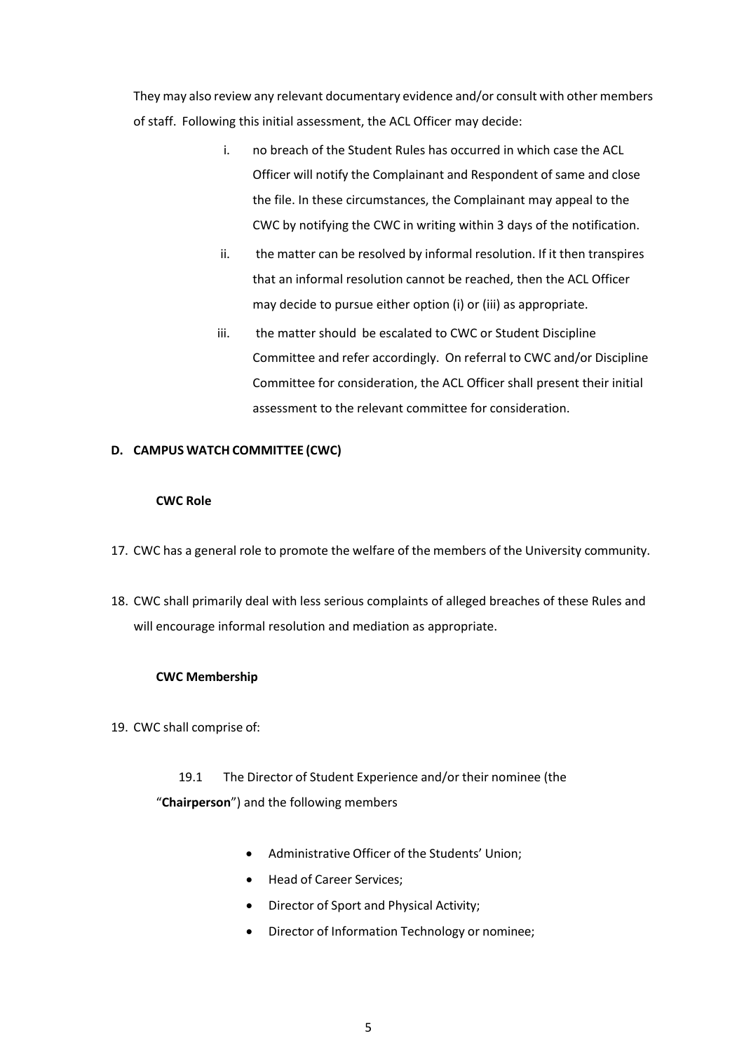They may also review any relevant documentary evidence and/or consult with other members of staff. Following this initial assessment, the ACL Officer may decide:

i. no breach of the Student Rules has occurred in which case the ACL Officer will notify the Complainant and Respondent of same and close the file. In these circumstances, the Complainant may appeal to the CWC by notifying the CWC in writing within 3 days of the notification.

ii. the matter can be resolved by informal resolution. If it then transpires that an informal resolution cannot be reached, then the ACL Officer may decide to pursue either option (i) or (iii) as appropriate.

iii. the matter should be escalated to CWC or Student Discipline Committee and refer accordingly. On referral to CWC and/or Discipline Committee for consideration, the ACL Officer shall present their initial assessment to the relevant committee for consideration.

## D. CAMPUS WATCH COMMITTEE (CWC)

### CWC Role

17. CWC has a general role to promote the welfare of the members of the University community.

18. CWC shall primarily deal with less serious complaints of alleged breaches of these Rules and will encourage informal resolution and mediation as appropriate.

### CWC Membership

19. CWC shall comprise of:

19.1 The Director of Student Experience and/or their nominee (the "**Chairperson**") and the following members

- Administrative Officer of the Students' Union;
- Head of Career Services;
- Director of Sport and Physical Activity;
- Director of Information Technology or nominee;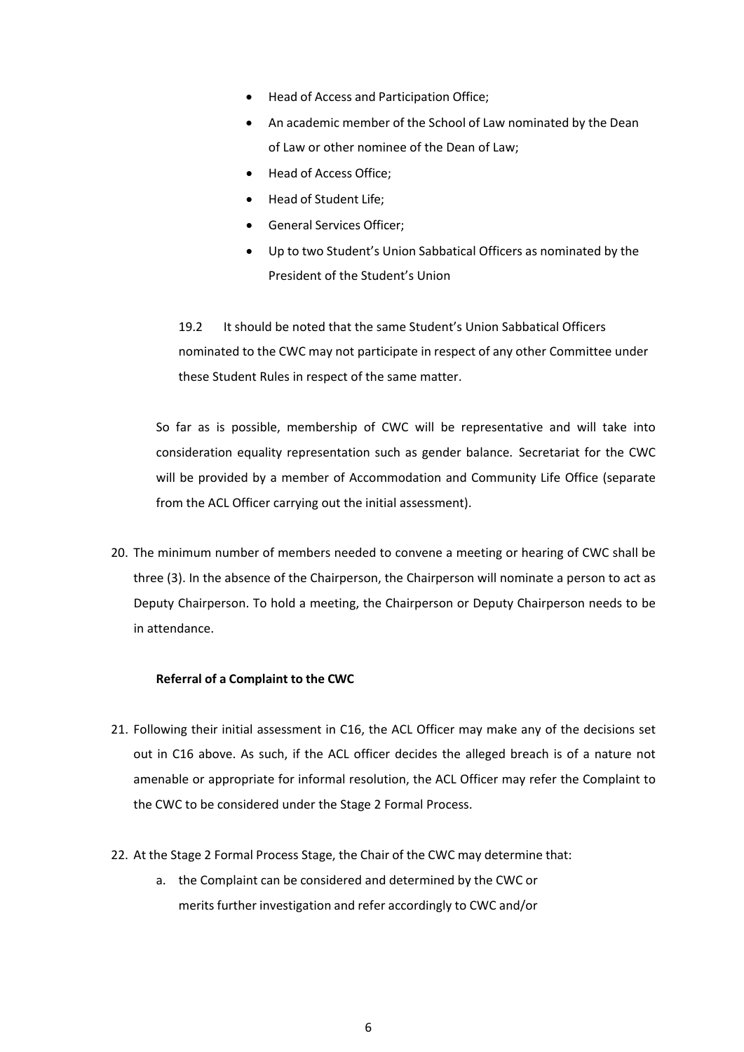- Head of Access and Participation Office;
- An academic member of the School of Law nominated by the Dean of Law or other nominee of the Dean of Law;
- Head of Access Office;
- Head of Student Life;
- General Services Officer;
- Up to two Student's Union Sabbatical Officers as nominated by the President of the Student's Union

19.2 It should be noted that the same Student's Union Sabbatical Officers nominated to the CWC may not participate in respect of any other Committee under these Student Rules in respect of the same matter.

So far as is possible, membership of CWC will be representative and will take into consideration equality representation such as gender balance. Secretariat for the CWC will be provided by a member of Accommodation and Community Life Office (separate from the ACL Officer carrying out the initial assessment).

20. The minimum number of members needed to convene a meeting or hearing of CWC shall be three (3). In the absence of the Chairperson, the Chairperson will nominate a person to act as Deputy Chairperson. To hold a meeting, the Chairperson or Deputy Chairperson needs to be in attendance.

**Referral of a Complaint to the CWC**

21. Following their initial assessment in C16, the ACL Officer may make any of the decisions set out in C16 above. As such, if the ACL officer decides the alleged breach is of a nature not amenable or appropriate for informal resolution, the ACL Officer may refer the Complaint to the CWC to be considered under the Stage 2 Formal Process.

22. At the Stage 2 Formal Process Stage, the Chair of the CWC may determine that:
    a. the Complaint can be considered and determined by the CWC or merits further investigation and refer accordingly to CWC and/or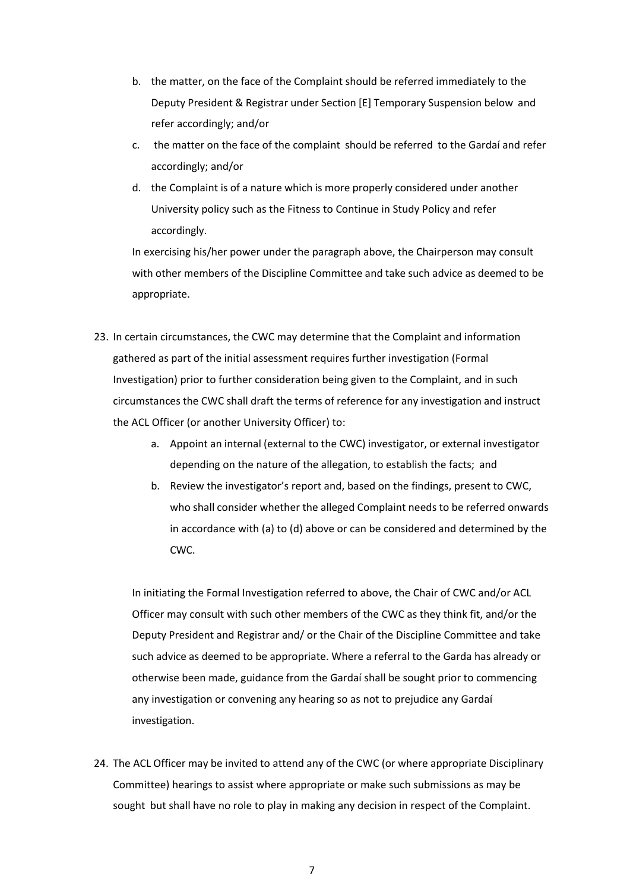b. the matter, on the face of the Complaint should be referred immediately to the Deputy President & Registrar under Section [E] Temporary Suspension below and refer accordingly; and/or

c. the matter on the face of the complaint should be referred to the Gardaí and refer accordingly; and/or

d. the Complaint is of a nature which is more properly considered under another University policy such as the Fitness to Continue in Study Policy and refer accordingly.

In exercising his/her power under the paragraph above, the Chairperson may consult with other members of the Discipline Committee and take such advice as deemed to be appropriate.

23. In certain circumstances, the CWC may determine that the Complaint and information gathered as part of the initial assessment requires further investigation (Formal Investigation) prior to further consideration being given to the Complaint, and in such circumstances the CWC shall draft the terms of reference for any investigation and instruct the ACL Officer (or another University Officer) to:

    a. Appoint an internal (external to the CWC) investigator, or external investigator depending on the nature of the allegation, to establish the facts; and

    b. Review the investigator's report and, based on the findings, present to CWC, who shall consider whether the alleged Complaint needs to be referred onwards in accordance with (a) to (d) above or can be considered and determined by the CWC.

    In initiating the Formal Investigation referred to above, the Chair of CWC and/or ACL Officer may consult with such other members of the CWC as they think fit, and/or the Deputy President and Registrar and/ or the Chair of the Discipline Committee and take such advice as deemed to be appropriate. Where a referral to the Garda has already or otherwise been made, guidance from the Gardaí shall be sought prior to commencing any investigation or convening any hearing so as not to prejudice any Gardaí investigation.

24. The ACL Officer may be invited to attend any of the CWC (or where appropriate Disciplinary Committee) hearings to assist where appropriate or make such submissions as may be sought but shall have no role to play in making any decision in respect of the Complaint.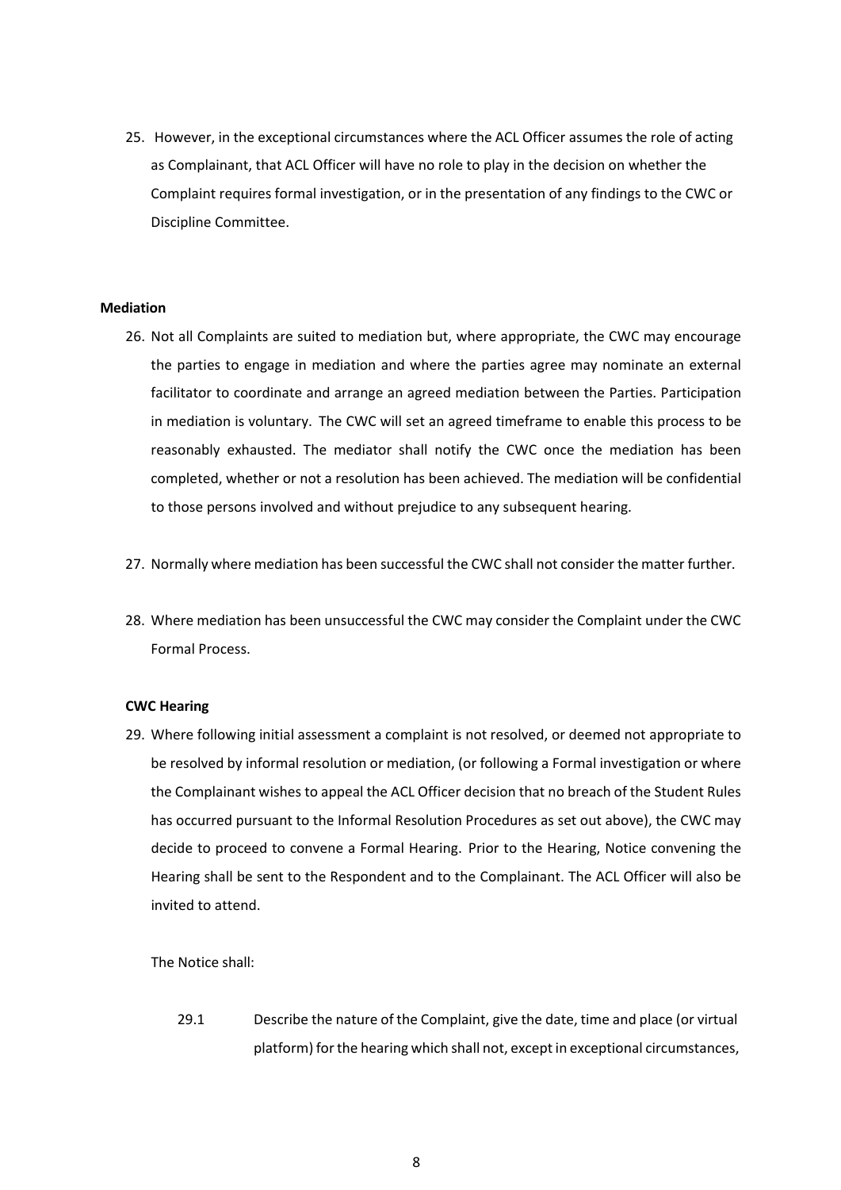25. However, in the exceptional circumstances where the ACL Officer assumes the role of acting as Complainant, that ACL Officer will have no role to play in the decision on whether the Complaint requires formal investigation, or in the presentation of any findings to the CWC or Discipline Committee.

**Mediation**

26. Not all Complaints are suited to mediation but, where appropriate, the CWC may encourage the parties to engage in mediation and where the parties agree may nominate an external facilitator to coordinate and arrange an agreed mediation between the Parties. Participation in mediation is voluntary. The CWC will set an agreed timeframe to enable this process to be reasonably exhausted. The mediator shall notify the CWC once the mediation has been completed, whether or not a resolution has been achieved. The mediation will be confidential to those persons involved and without prejudice to any subsequent hearing.

27. Normally where mediation has been successful the CWC shall not consider the matter further.

28. Where mediation has been unsuccessful the CWC may consider the Complaint under the CWC Formal Process.

**CWC Hearing**

29. Where following initial assessment a complaint is not resolved, or deemed not appropriate to be resolved by informal resolution or mediation, (or following a Formal investigation or where the Complainant wishes to appeal the ACL Officer decision that no breach of the Student Rules has occurred pursuant to the Informal Resolution Procedures as set out above), the CWC may decide to proceed to convene a Formal Hearing. Prior to the Hearing, Notice convening the Hearing shall be sent to the Respondent and to the Complainant. The ACL Officer will also be invited to attend.

    The Notice shall:

    29.1 Describe the nature of the Complaint, give the date, time and place (or virtual platform) for the hearing which shall not, except in exceptional circumstances,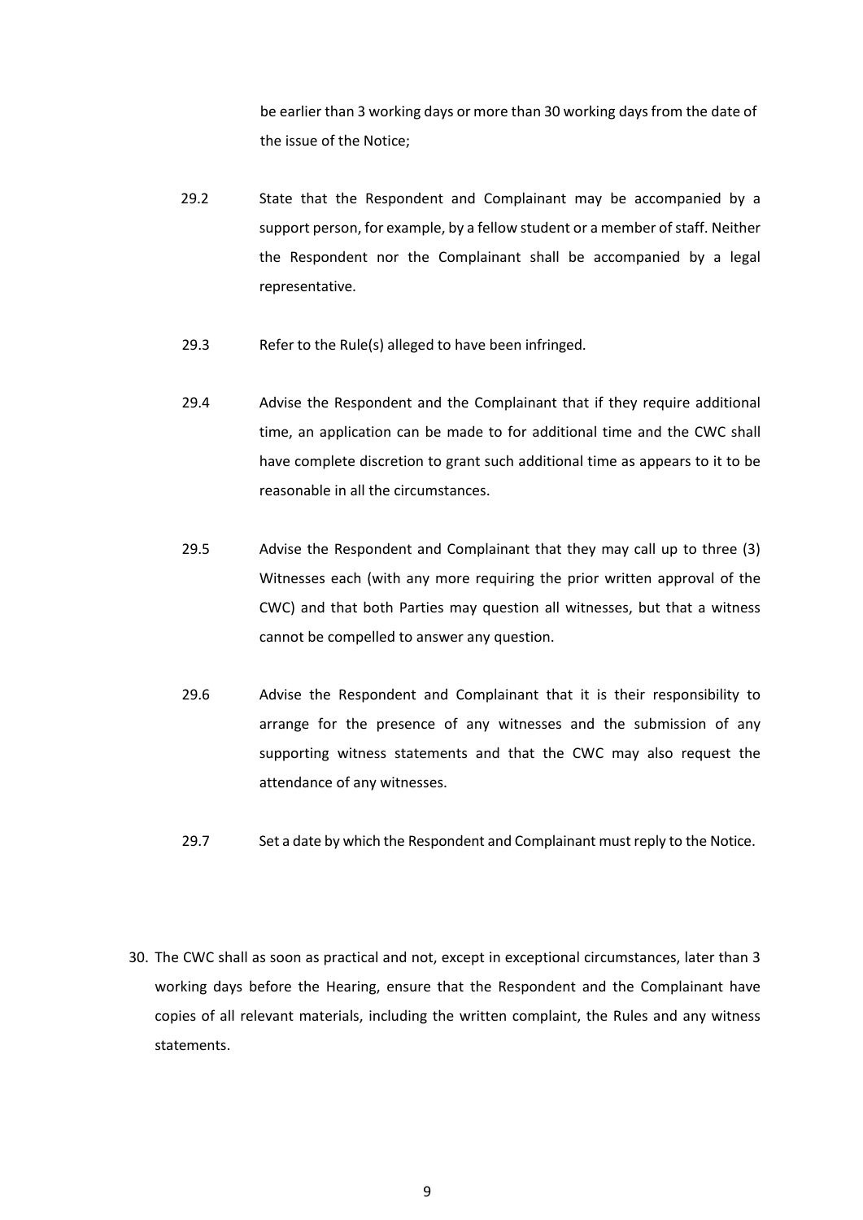be earlier than 3 working days or more than 30 working days from the date of the issue of the Notice;

29.2 State that the Respondent and Complainant may be accompanied by a support person, for example, by a fellow student or a member of staff. Neither the Respondent nor the Complainant shall be accompanied by a legal representative.

29.3 Refer to the Rule(s) alleged to have been infringed.

29.4 Advise the Respondent and the Complainant that if they require additional time, an application can be made to for additional time and the CWC shall have complete discretion to grant such additional time as appears to it to be reasonable in all the circumstances.

29.5 Advise the Respondent and Complainant that they may call up to three (3) Witnesses each (with any more requiring the prior written approval of the CWC) and that both Parties may question all witnesses, but that a witness cannot be compelled to answer any question.

29.6 Advise the Respondent and Complainant that it is their responsibility to arrange for the presence of any witnesses and the submission of any supporting witness statements and that the CWC may also request the attendance of any witnesses.

29.7 Set a date by which the Respondent and Complainant must reply to the Notice.

30. The CWC shall as soon as practical and not, except in exceptional circumstances, later than 3 working days before the Hearing, ensure that the Respondent and the Complainant have copies of all relevant materials, including the written complaint, the Rules and any witness statements.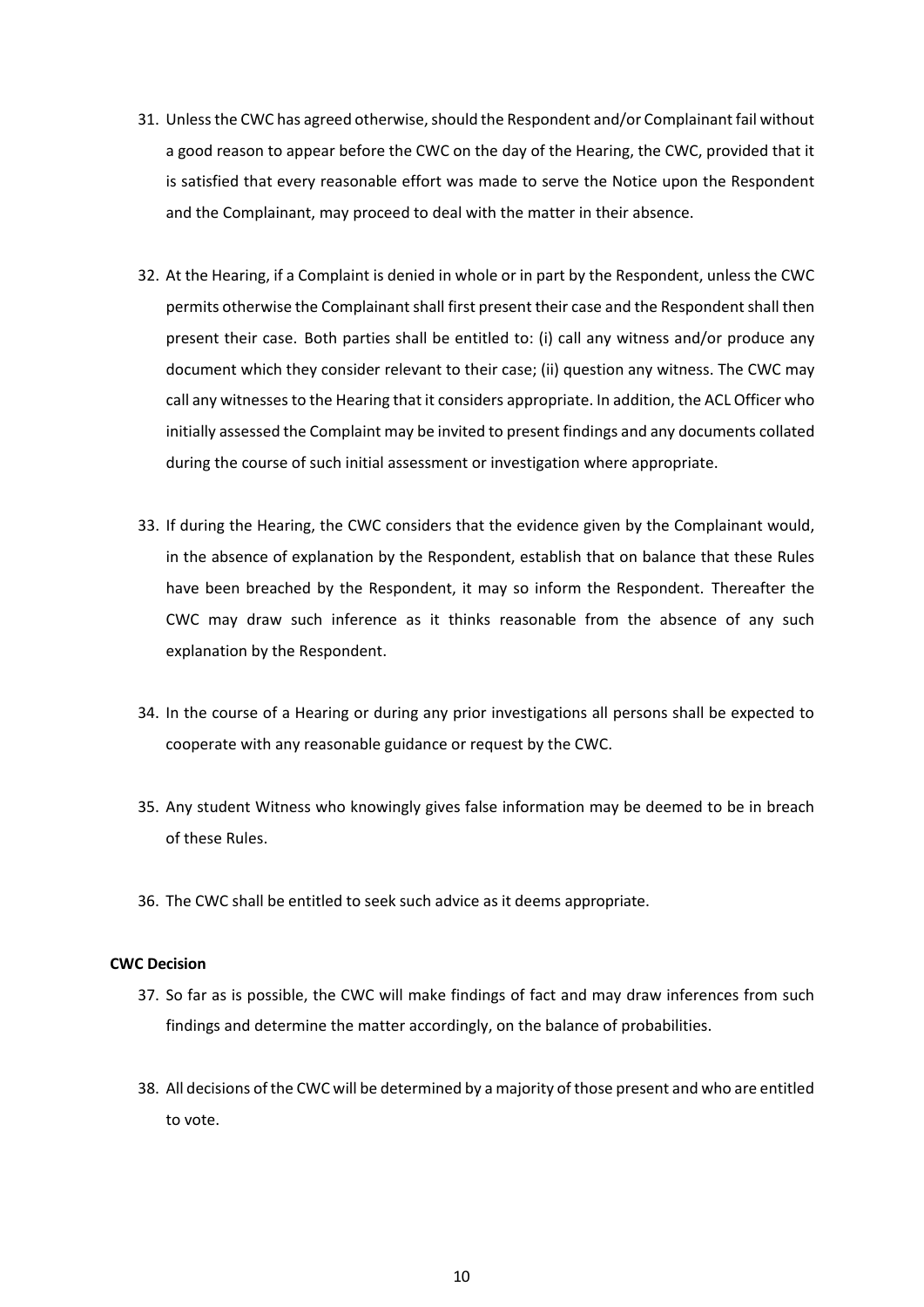31. Unless the CWC has agreed otherwise, should the Respondent and/or Complainant fail without a good reason to appear before the CWC on the day of the Hearing, the CWC, provided that it is satisfied that every reasonable effort was made to serve the Notice upon the Respondent and the Complainant, may proceed to deal with the matter in their absence.

32. At the Hearing, if a Complaint is denied in whole or in part by the Respondent, unless the CWC permits otherwise the Complainant shall first present their case and the Respondent shall then present their case. Both parties shall be entitled to: (i) call any witness and/or produce any document which they consider relevant to their case; (ii) question any witness. The CWC may call any witnesses to the Hearing that it considers appropriate. In addition, the ACL Officer who initially assessed the Complaint may be invited to present findings and any documents collated during the course of such initial assessment or investigation where appropriate.

33. If during the Hearing, the CWC considers that the evidence given by the Complainant would, in the absence of explanation by the Respondent, establish that on balance that these Rules have been breached by the Respondent, it may so inform the Respondent. Thereafter the CWC may draw such inference as it thinks reasonable from the absence of any such explanation by the Respondent.

34. In the course of a Hearing or during any prior investigations all persons shall be expected to cooperate with any reasonable guidance or request by the CWC.

35. Any student Witness who knowingly gives false information may be deemed to be in breach of these Rules.

36. The CWC shall be entitled to seek such advice as it deems appropriate.

**CWC Decision**

37. So far as is possible, the CWC will make findings of fact and may draw inferences from such findings and determine the matter accordingly, on the balance of probabilities.

38. All decisions of the CWC will be determined by a majority of those present and who are entitled to vote.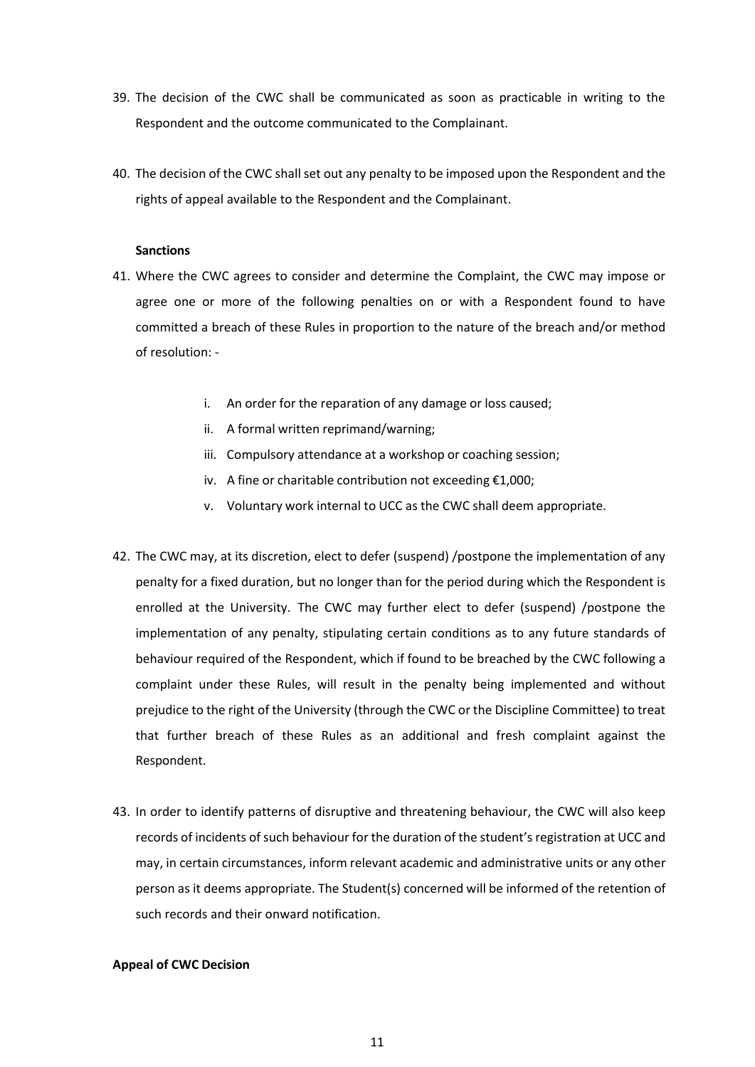39. The decision of the CWC shall be communicated as soon as practicable in writing to the Respondent and the outcome communicated to the Complainant.

40. The decision of the CWC shall set out any penalty to be imposed upon the Respondent and the rights of appeal available to the Respondent and the Complainant.

**Sanctions**

41. Where the CWC agrees to consider and determine the Complaint, the CWC may impose or agree one or more of the following penalties on or with a Respondent found to have committed a breach of these Rules in proportion to the nature of the breach and/or method of resolution: -

    i. An order for the reparation of any damage or loss caused;
    ii. A formal written reprimand/warning;
    iii. Compulsory attendance at a workshop or coaching session;
    iv. A fine or charitable contribution not exceeding €1,000;
    v. Voluntary work internal to UCC as the CWC shall deem appropriate.

42. The CWC may, at its discretion, elect to defer (suspend) /postpone the implementation of any penalty for a fixed duration, but no longer than for the period during which the Respondent is enrolled at the University. The CWC may further elect to defer (suspend) /postpone the implementation of any penalty, stipulating certain conditions as to any future standards of behaviour required of the Respondent, which if found to be breached by the CWC following a complaint under these Rules, will result in the penalty being implemented and without prejudice to the right of the University (through the CWC or the Discipline Committee) to treat that further breach of these Rules as an additional and fresh complaint against the Respondent.

43. In order to identify patterns of disruptive and threatening behaviour, the CWC will also keep records of incidents of such behaviour for the duration of the student's registration at UCC and may, in certain circumstances, inform relevant academic and administrative units or any other person as it deems appropriate. The Student(s) concerned will be informed of the retention of such records and their onward notification.

**Appeal of CWC Decision**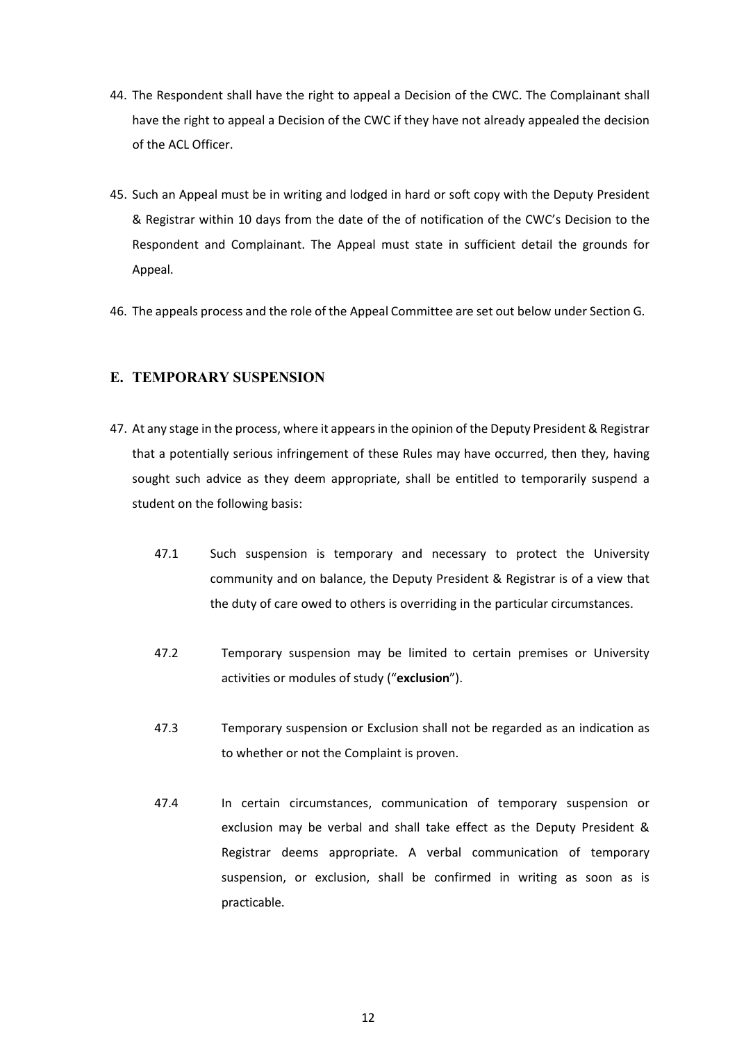44. The Respondent shall have the right to appeal a Decision of the CWC. The Complainant shall have the right to appeal a Decision of the CWC if they have not already appealed the decision of the ACL Officer.

45. Such an Appeal must be in writing and lodged in hard or soft copy with the Deputy President & Registrar within 10 days from the date of the of notification of the CWC's Decision to the Respondent and Complainant. The Appeal must state in sufficient detail the grounds for Appeal.

46. The appeals process and the role of the Appeal Committee are set out below under Section G.

## E. TEMPORARY SUSPENSION

47. At any stage in the process, where it appears in the opinion of the Deputy President & Registrar that a potentially serious infringement of these Rules may have occurred, then they, having sought such advice as they deem appropriate, shall be entitled to temporarily suspend a student on the following basis:

    47.1 Such suspension is temporary and necessary to protect the University community and on balance, the Deputy President & Registrar is of a view that the duty of care owed to others is overriding in the particular circumstances.

    47.2 Temporary suspension may be limited to certain premises or University activities or modules of study ("**exclusion**").

    47.3 Temporary suspension or Exclusion shall not be regarded as an indication as to whether or not the Complaint is proven.

    47.4 In certain circumstances, communication of temporary suspension or exclusion may be verbal and shall take effect as the Deputy President & Registrar deems appropriate. A verbal communication of temporary suspension, or exclusion, shall be confirmed in writing as soon as is practicable.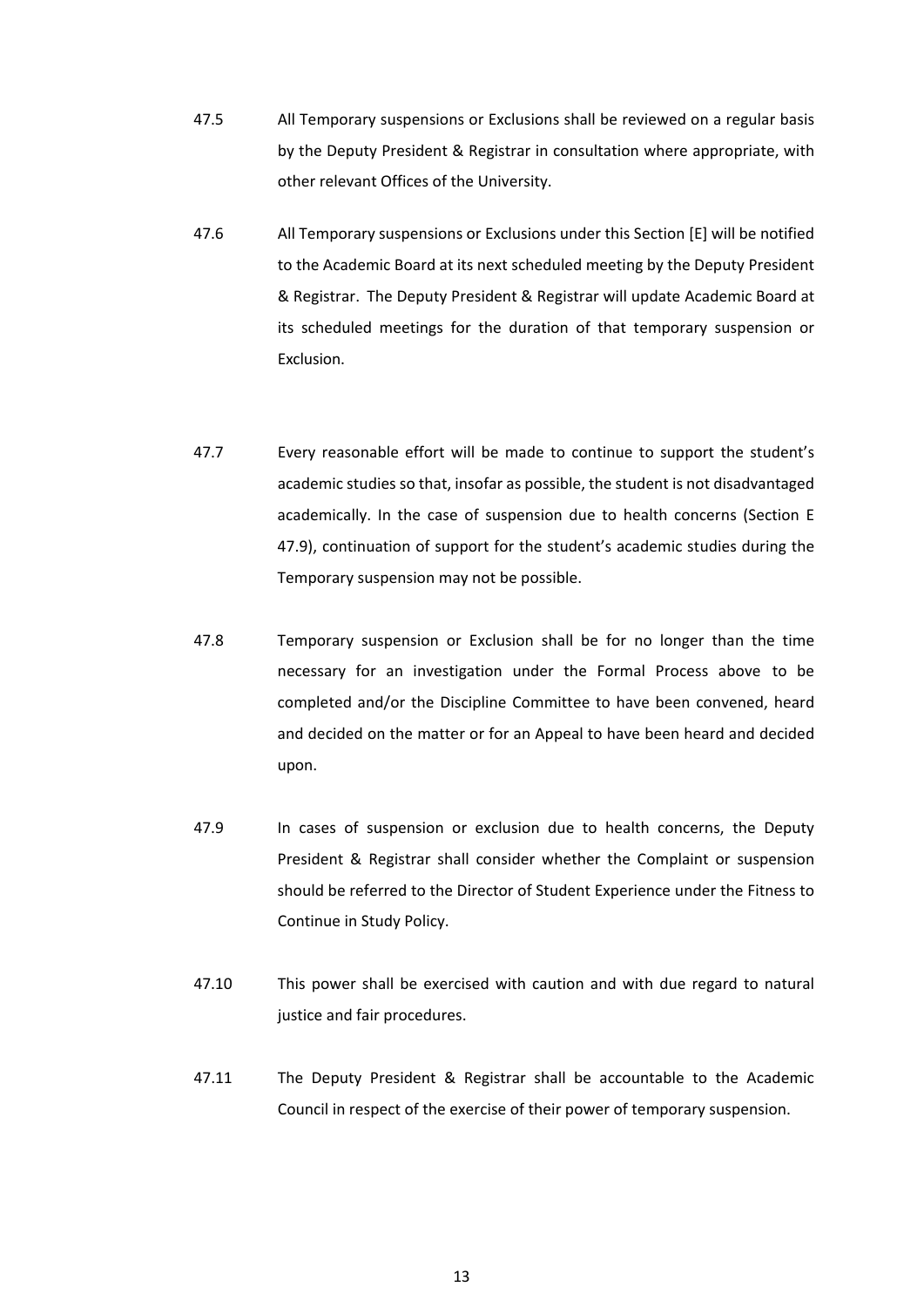47.5 All Temporary suspensions or Exclusions shall be reviewed on a regular basis by the Deputy President & Registrar in consultation where appropriate, with other relevant Offices of the University.

47.6 All Temporary suspensions or Exclusions under this Section [E] will be notified to the Academic Board at its next scheduled meeting by the Deputy President & Registrar. The Deputy President & Registrar will update Academic Board at its scheduled meetings for the duration of that temporary suspension or Exclusion.

47.7 Every reasonable effort will be made to continue to support the student's academic studies so that, insofar as possible, the student is not disadvantaged academically. In the case of suspension due to health concerns (Section E 47.9), continuation of support for the student's academic studies during the Temporary suspension may not be possible.

47.8 Temporary suspension or Exclusion shall be for no longer than the time necessary for an investigation under the Formal Process above to be completed and/or the Discipline Committee to have been convened, heard and decided on the matter or for an Appeal to have been heard and decided upon.

47.9 In cases of suspension or exclusion due to health concerns, the Deputy President & Registrar shall consider whether the Complaint or suspension should be referred to the Director of Student Experience under the Fitness to Continue in Study Policy.

47.10 This power shall be exercised with caution and with due regard to natural justice and fair procedures.

47.11 The Deputy President & Registrar shall be accountable to the Academic Council in respect of the exercise of their power of temporary suspension.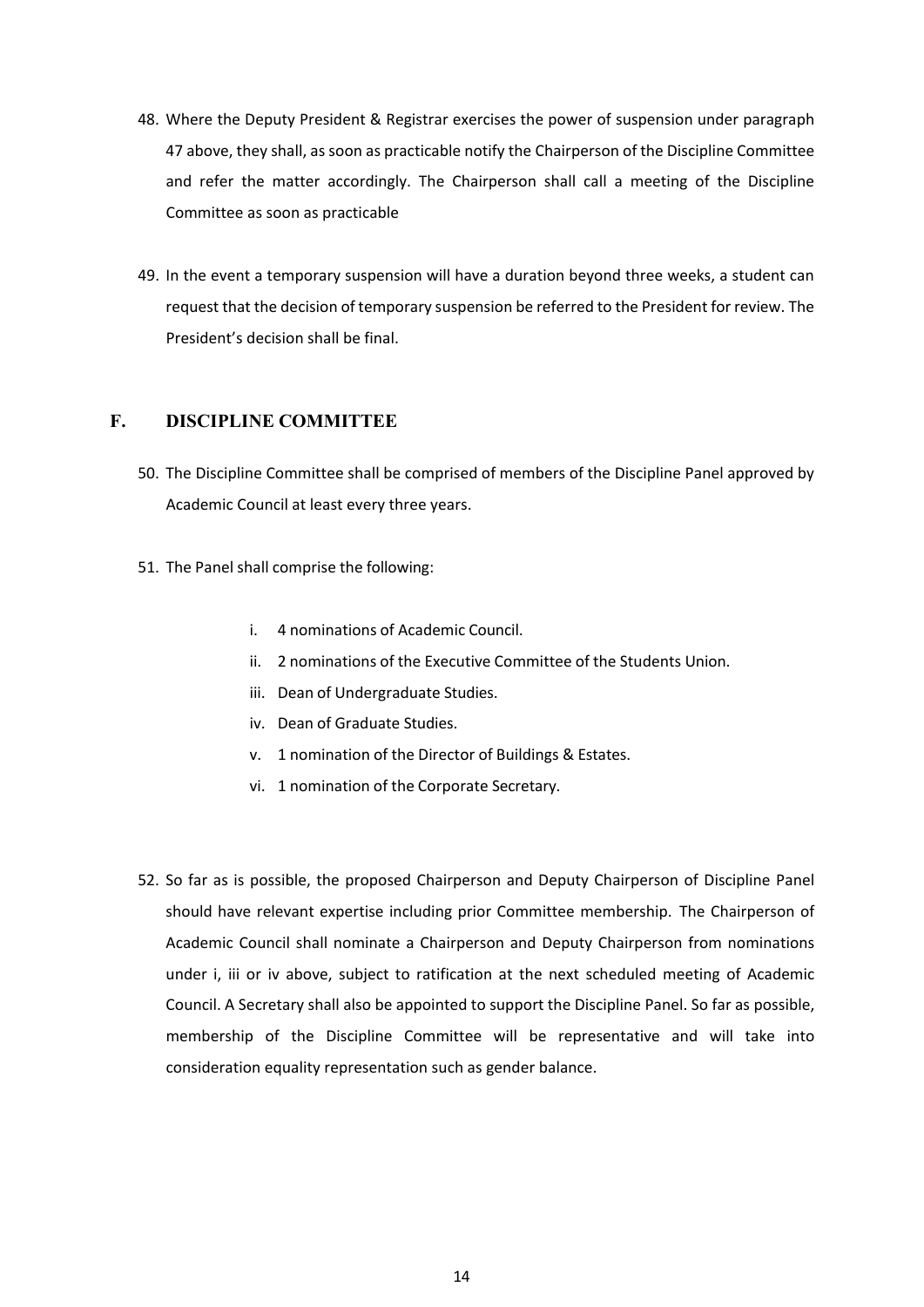48. Where the Deputy President & Registrar exercises the power of suspension under paragraph 47 above, they shall, as soon as practicable notify the Chairperson of the Discipline Committee and refer the matter accordingly. The Chairperson shall call a meeting of the Discipline Committee as soon as practicable

49. In the event a temporary suspension will have a duration beyond three weeks, a student can request that the decision of temporary suspension be referred to the President for review. The President's decision shall be final.

## F. DISCIPLINE COMMITTEE

50. The Discipline Committee shall be comprised of members of the Discipline Panel approved by Academic Council at least every three years.

51. The Panel shall comprise the following:

    i. 4 nominations of Academic Council.
    ii. 2 nominations of the Executive Committee of the Students Union.
    iii. Dean of Undergraduate Studies.
    iv. Dean of Graduate Studies.
    v. 1 nomination of the Director of Buildings & Estates.
    vi. 1 nomination of the Corporate Secretary.

52. So far as is possible, the proposed Chairperson and Deputy Chairperson of Discipline Panel should have relevant expertise including prior Committee membership. The Chairperson of Academic Council shall nominate a Chairperson and Deputy Chairperson from nominations under i, iii or iv above, subject to ratification at the next scheduled meeting of Academic Council. A Secretary shall also be appointed to support the Discipline Panel. So far as possible, membership of the Discipline Committee will be representative and will take into consideration equality representation such as gender balance.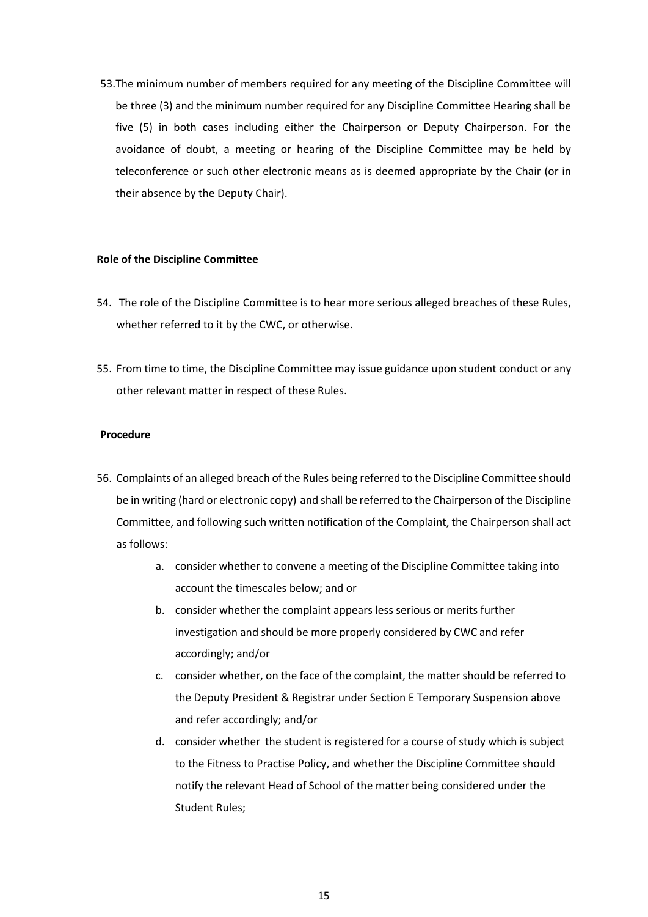53. The minimum number of members required for any meeting of the Discipline Committee will be three (3) and the minimum number required for any Discipline Committee Hearing shall be five (5) in both cases including either the Chairperson or Deputy Chairperson. For the avoidance of doubt, a meeting or hearing of the Discipline Committee may be held by teleconference or such other electronic means as is deemed appropriate by the Chair (or in their absence by the Deputy Chair).

**Role of the Discipline Committee**

54. The role of the Discipline Committee is to hear more serious alleged breaches of these Rules, whether referred to it by the CWC, or otherwise.

55. From time to time, the Discipline Committee may issue guidance upon student conduct or any other relevant matter in respect of these Rules.

**Procedure**

56. Complaints of an alleged breach of the Rules being referred to the Discipline Committee should be in writing (hard or electronic copy) and shall be referred to the Chairperson of the Discipline Committee, and following such written notification of the Complaint, the Chairperson shall act as follows:

    a. consider whether to convene a meeting of the Discipline Committee taking into account the timescales below; and or

    b. consider whether the complaint appears less serious or merits further investigation and should be more properly considered by CWC and refer accordingly; and/or

    c. consider whether, on the face of the complaint, the matter should be referred to the Deputy President & Registrar under Section E Temporary Suspension above and refer accordingly; and/or

    d. consider whether the student is registered for a course of study which is subject to the Fitness to Practise Policy, and whether the Discipline Committee should notify the relevant Head of School of the matter being considered under the Student Rules;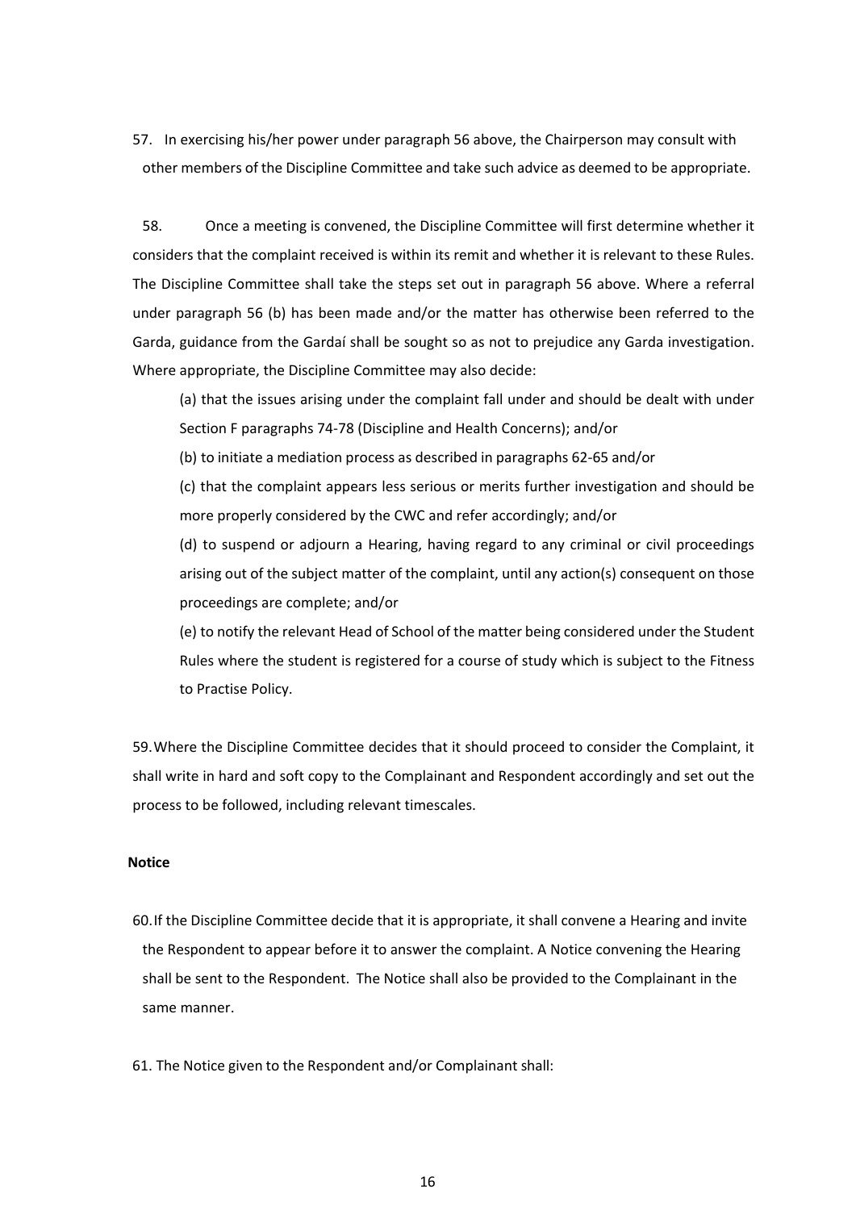57. In exercising his/her power under paragraph 56 above, the Chairperson may consult with other members of the Discipline Committee and take such advice as deemed to be appropriate.

58. Once a meeting is convened, the Discipline Committee will first determine whether it considers that the complaint received is within its remit and whether it is relevant to these Rules. The Discipline Committee shall take the steps set out in paragraph 56 above. Where a referral under paragraph 56 (b) has been made and/or the matter has otherwise been referred to the Garda, guidance from the Gardaí shall be sought so as not to prejudice any Garda investigation. Where appropriate, the Discipline Committee may also decide:

(a) that the issues arising under the complaint fall under and should be dealt with under Section F paragraphs 74-78 (Discipline and Health Concerns); and/or

(b) to initiate a mediation process as described in paragraphs 62-65 and/or

(c) that the complaint appears less serious or merits further investigation and should be more properly considered by the CWC and refer accordingly; and/or

(d) to suspend or adjourn a Hearing, having regard to any criminal or civil proceedings arising out of the subject matter of the complaint, until any action(s) consequent on those proceedings are complete; and/or

(e) to notify the relevant Head of School of the matter being considered under the Student Rules where the student is registered for a course of study which is subject to the Fitness to Practise Policy.

59. Where the Discipline Committee decides that it should proceed to consider the Complaint, it shall write in hard and soft copy to the Complainant and Respondent accordingly and set out the process to be followed, including relevant timescales.

**Notice**

60. If the Discipline Committee decide that it is appropriate, it shall convene a Hearing and invite the Respondent to appear before it to answer the complaint. A Notice convening the Hearing shall be sent to the Respondent. The Notice shall also be provided to the Complainant in the same manner.

61. The Notice given to the Respondent and/or Complainant shall: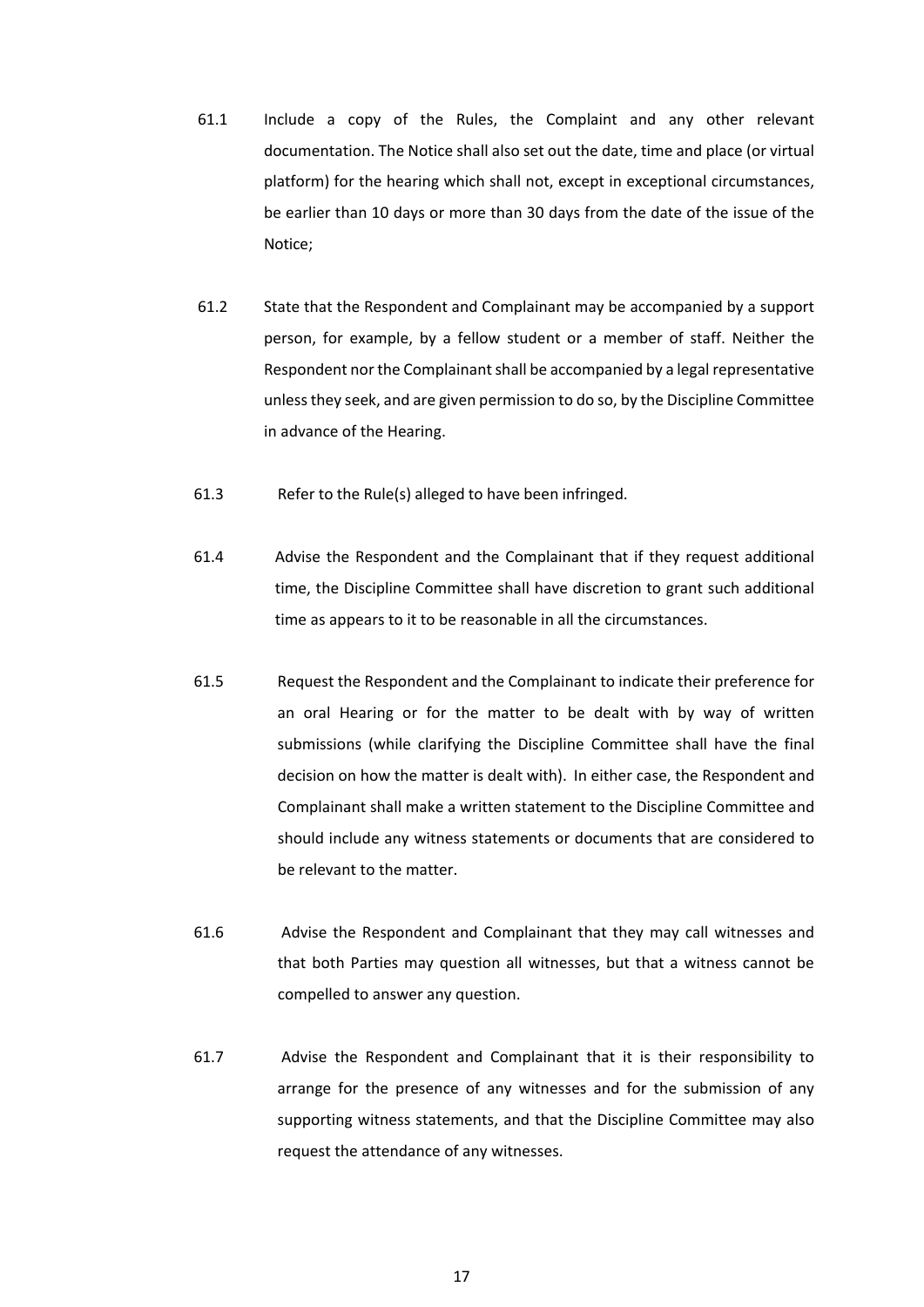61.1 Include a copy of the Rules, the Complaint and any other relevant documentation. The Notice shall also set out the date, time and place (or virtual platform) for the hearing which shall not, except in exceptional circumstances, be earlier than 10 days or more than 30 days from the date of the issue of the Notice;

61.2 State that the Respondent and Complainant may be accompanied by a support person, for example, by a fellow student or a member of staff. Neither the Respondent nor the Complainant shall be accompanied by a legal representative unless they seek, and are given permission to do so, by the Discipline Committee in advance of the Hearing.

61.3 Refer to the Rule(s) alleged to have been infringed.

61.4 Advise the Respondent and the Complainant that if they request additional time, the Discipline Committee shall have discretion to grant such additional time as appears to it to be reasonable in all the circumstances.

61.5 Request the Respondent and the Complainant to indicate their preference for an oral Hearing or for the matter to be dealt with by way of written submissions (while clarifying the Discipline Committee shall have the final decision on how the matter is dealt with). In either case, the Respondent and Complainant shall make a written statement to the Discipline Committee and should include any witness statements or documents that are considered to be relevant to the matter.

61.6 Advise the Respondent and Complainant that they may call witnesses and that both Parties may question all witnesses, but that a witness cannot be compelled to answer any question.

61.7 Advise the Respondent and Complainant that it is their responsibility to arrange for the presence of any witnesses and for the submission of any supporting witness statements, and that the Discipline Committee may also request the attendance of any witnesses.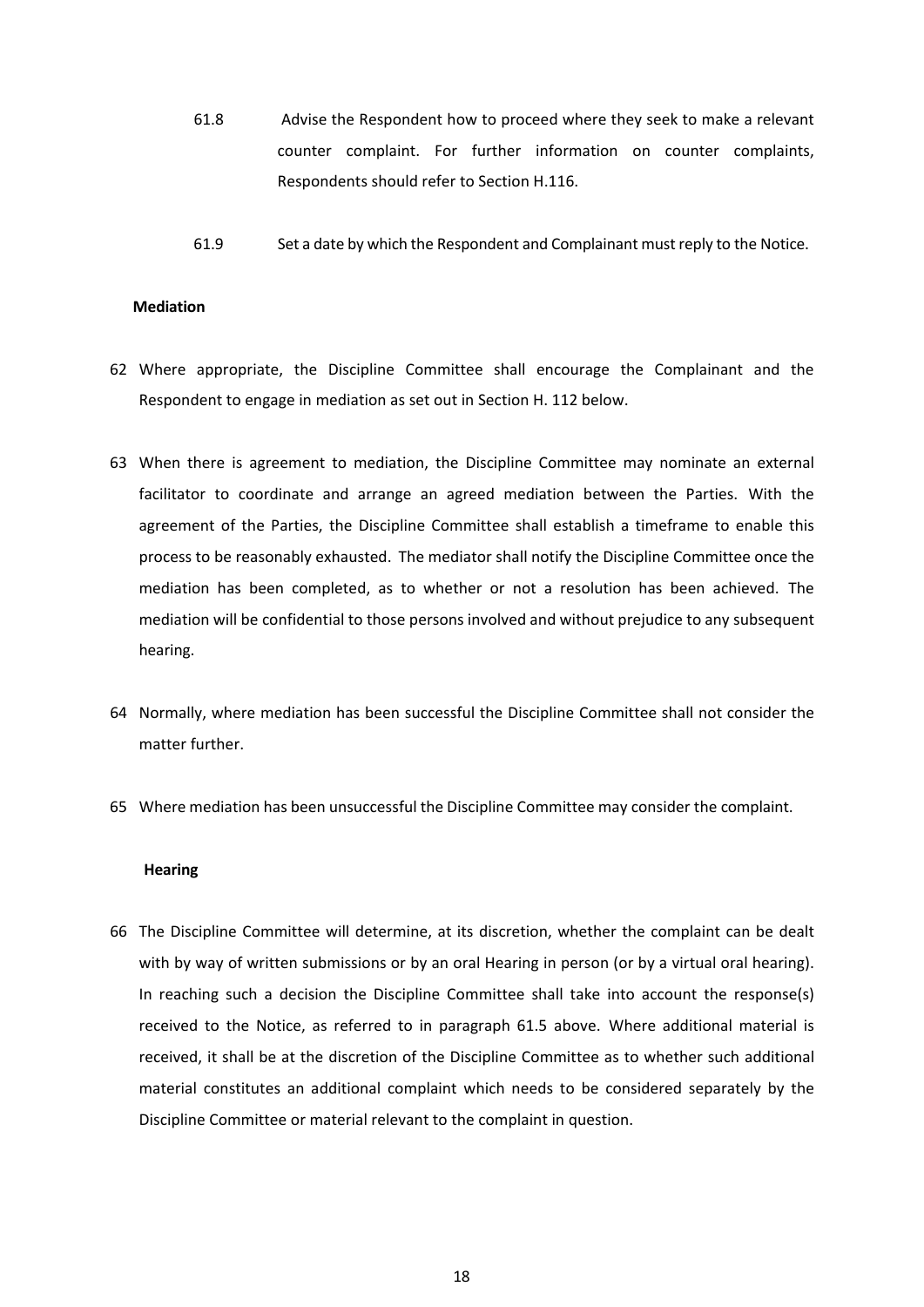61.8 Advise the Respondent how to proceed where they seek to make a relevant counter complaint. For further information on counter complaints, Respondents should refer to Section H.116.

61.9 Set a date by which the Respondent and Complainant must reply to the Notice.

**Mediation**

62 Where appropriate, the Discipline Committee shall encourage the Complainant and the Respondent to engage in mediation as set out in Section H. 112 below.

63 When there is agreement to mediation, the Discipline Committee may nominate an external facilitator to coordinate and arrange an agreed mediation between the Parties. With the agreement of the Parties, the Discipline Committee shall establish a timeframe to enable this process to be reasonably exhausted. The mediator shall notify the Discipline Committee once the mediation has been completed, as to whether or not a resolution has been achieved. The mediation will be confidential to those persons involved and without prejudice to any subsequent hearing.

64 Normally, where mediation has been successful the Discipline Committee shall not consider the matter further.

65 Where mediation has been unsuccessful the Discipline Committee may consider the complaint.

**Hearing**

66 The Discipline Committee will determine, at its discretion, whether the complaint can be dealt with by way of written submissions or by an oral Hearing in person (or by a virtual oral hearing). In reaching such a decision the Discipline Committee shall take into account the response(s) received to the Notice, as referred to in paragraph 61.5 above. Where additional material is received, it shall be at the discretion of the Discipline Committee as to whether such additional material constitutes an additional complaint which needs to be considered separately by the Discipline Committee or material relevant to the complaint in question.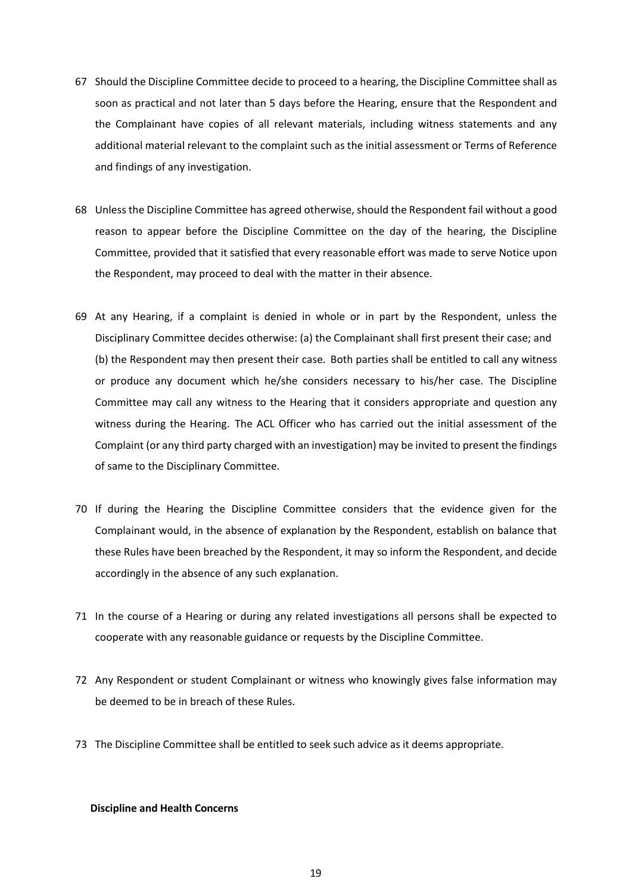67 Should the Discipline Committee decide to proceed to a hearing, the Discipline Committee shall as soon as practical and not later than 5 days before the Hearing, ensure that the Respondent and the Complainant have copies of all relevant materials, including witness statements and any additional material relevant to the complaint such as the initial assessment or Terms of Reference and findings of any investigation.

68 Unless the Discipline Committee has agreed otherwise, should the Respondent fail without a good reason to appear before the Discipline Committee on the day of the hearing, the Discipline Committee, provided that it satisfied that every reasonable effort was made to serve Notice upon the Respondent, may proceed to deal with the matter in their absence.

69 At any Hearing, if a complaint is denied in whole or in part by the Respondent, unless the Disciplinary Committee decides otherwise: (a) the Complainant shall first present their case; and (b) the Respondent may then present their case. Both parties shall be entitled to call any witness or produce any document which he/she considers necessary to his/her case. The Discipline Committee may call any witness to the Hearing that it considers appropriate and question any witness during the Hearing. The ACL Officer who has carried out the initial assessment of the Complaint (or any third party charged with an investigation) may be invited to present the findings of same to the Disciplinary Committee.

70 If during the Hearing the Discipline Committee considers that the evidence given for the Complainant would, in the absence of explanation by the Respondent, establish on balance that these Rules have been breached by the Respondent, it may so inform the Respondent, and decide accordingly in the absence of any such explanation.

71 In the course of a Hearing or during any related investigations all persons shall be expected to cooperate with any reasonable guidance or requests by the Discipline Committee.

72 Any Respondent or student Complainant or witness who knowingly gives false information may be deemed to be in breach of these Rules.

73 The Discipline Committee shall be entitled to seek such advice as it deems appropriate.

**Discipline and Health Concerns**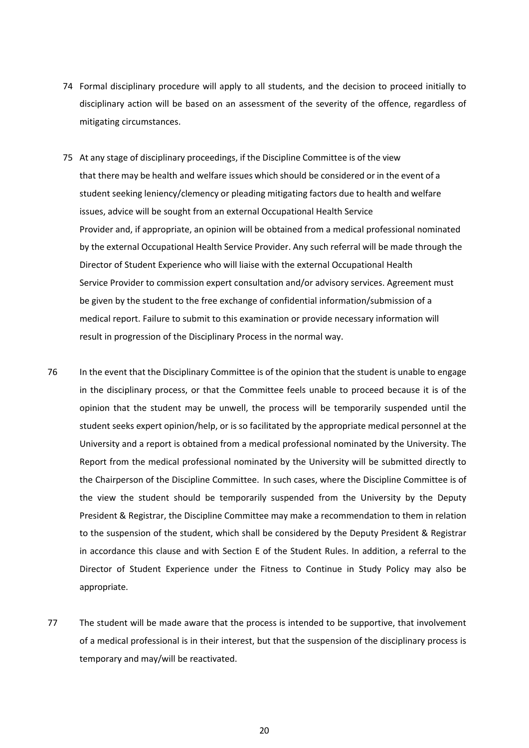74 Formal disciplinary procedure will apply to all students, and the decision to proceed initially to disciplinary action will be based on an assessment of the severity of the offence, regardless of mitigating circumstances.

75 At any stage of disciplinary proceedings, if the Discipline Committee is of the view that there may be health and welfare issues which should be considered or in the event of a student seeking leniency/clemency or pleading mitigating factors due to health and welfare issues, advice will be sought from an external Occupational Health Service Provider and, if appropriate, an opinion will be obtained from a medical professional nominated by the external Occupational Health Service Provider. Any such referral will be made through the Director of Student Experience who will liaise with the external Occupational Health Service Provider to commission expert consultation and/or advisory services. Agreement must be given by the student to the free exchange of confidential information/submission of a medical report. Failure to submit to this examination or provide necessary information will result in progression of the Disciplinary Process in the normal way.

76 In the event that the Disciplinary Committee is of the opinion that the student is unable to engage in the disciplinary process, or that the Committee feels unable to proceed because it is of the opinion that the student may be unwell, the process will be temporarily suspended until the student seeks expert opinion/help, or is so facilitated by the appropriate medical personnel at the University and a report is obtained from a medical professional nominated by the University. The Report from the medical professional nominated by the University will be submitted directly to the Chairperson of the Discipline Committee. In such cases, where the Discipline Committee is of the view the student should be temporarily suspended from the University by the Deputy President & Registrar, the Discipline Committee may make a recommendation to them in relation to the suspension of the student, which shall be considered by the Deputy President & Registrar in accordance this clause and with Section E of the Student Rules. In addition, a referral to the Director of Student Experience under the Fitness to Continue in Study Policy may also be appropriate.

77 The student will be made aware that the process is intended to be supportive, that involvement of a medical professional is in their interest, but that the suspension of the disciplinary process is temporary and may/will be reactivated.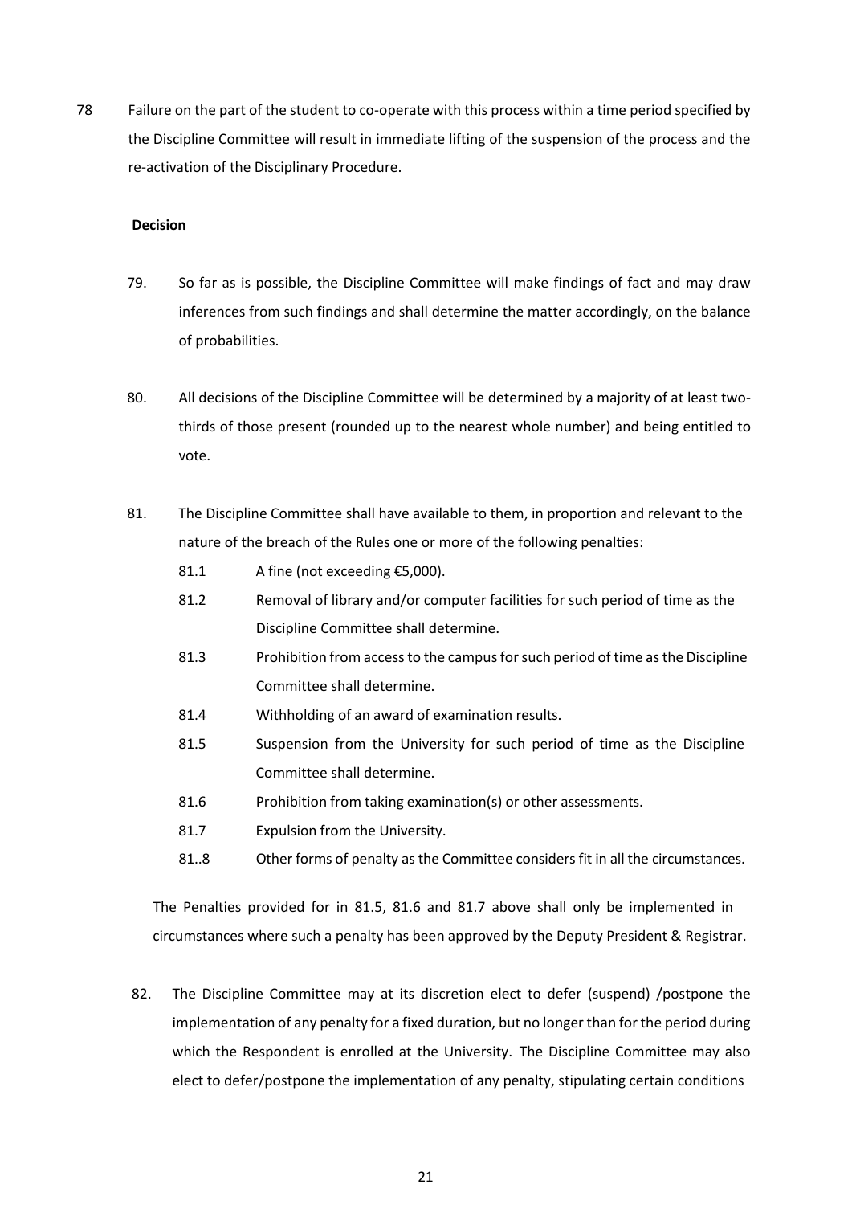78 Failure on the part of the student to co-operate with this process within a time period specified by the Discipline Committee will result in immediate lifting of the suspension of the process and the re-activation of the Disciplinary Procedure.

**Decision**

79. So far as is possible, the Discipline Committee will make findings of fact and may draw inferences from such findings and shall determine the matter accordingly, on the balance of probabilities.

80. All decisions of the Discipline Committee will be determined by a majority of at least two-thirds of those present (rounded up to the nearest whole number) and being entitled to vote.

81. The Discipline Committee shall have available to them, in proportion and relevant to the nature of the breach of the Rules one or more of the following penalties:

  81.1 A fine (not exceeding €5,000).

  81.2 Removal of library and/or computer facilities for such period of time as the Discipline Committee shall determine.

  81.3 Prohibition from access to the campus for such period of time as the Discipline Committee shall determine.

  81.4 Withholding of an award of examination results.

  81.5 Suspension from the University for such period of time as the Discipline Committee shall determine.

  81.6 Prohibition from taking examination(s) or other assessments.

  81.7 Expulsion from the University.

  81..8 Other forms of penalty as the Committee considers fit in all the circumstances.

The Penalties provided for in 81.5, 81.6 and 81.7 above shall only be implemented in circumstances where such a penalty has been approved by the Deputy President & Registrar.

82. The Discipline Committee may at its discretion elect to defer (suspend) /postpone the implementation of any penalty for a fixed duration, but no longer than for the period during which the Respondent is enrolled at the University. The Discipline Committee may also elect to defer/postpone the implementation of any penalty, stipulating certain conditions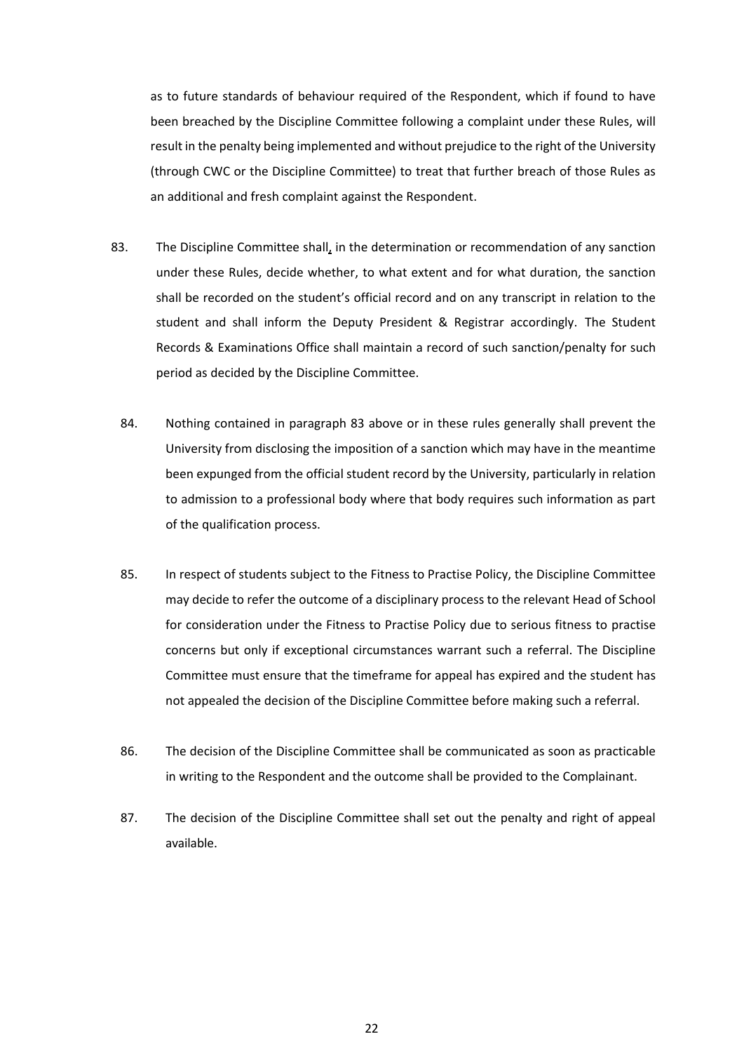as to future standards of behaviour required of the Respondent, which if found to have been breached by the Discipline Committee following a complaint under these Rules, will result in the penalty being implemented and without prejudice to the right of the University (through CWC or the Discipline Committee) to treat that further breach of those Rules as an additional and fresh complaint against the Respondent.

83. The Discipline Committee shall, in the determination or recommendation of any sanction under these Rules, decide whether, to what extent and for what duration, the sanction shall be recorded on the student's official record and on any transcript in relation to the student and shall inform the Deputy President & Registrar accordingly. The Student Records & Examinations Office shall maintain a record of such sanction/penalty for such period as decided by the Discipline Committee.

84. Nothing contained in paragraph 83 above or in these rules generally shall prevent the University from disclosing the imposition of a sanction which may have in the meantime been expunged from the official student record by the University, particularly in relation to admission to a professional body where that body requires such information as part of the qualification process.

85. In respect of students subject to the Fitness to Practise Policy, the Discipline Committee may decide to refer the outcome of a disciplinary process to the relevant Head of School for consideration under the Fitness to Practise Policy due to serious fitness to practise concerns but only if exceptional circumstances warrant such a referral. The Discipline Committee must ensure that the timeframe for appeal has expired and the student has not appealed the decision of the Discipline Committee before making such a referral.

86. The decision of the Discipline Committee shall be communicated as soon as practicable in writing to the Respondent and the outcome shall be provided to the Complainant.

87. The decision of the Discipline Committee shall set out the penalty and right of appeal available.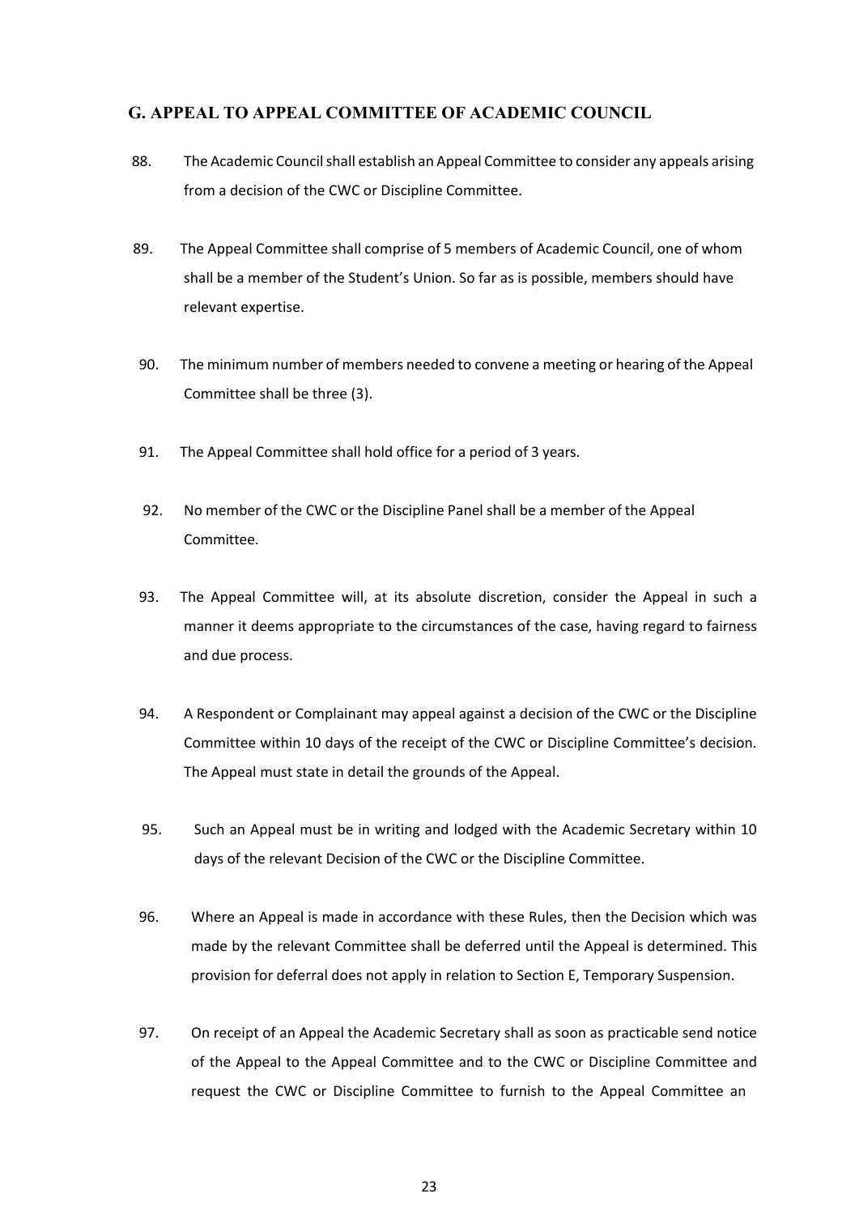## G. APPEAL TO APPEAL COMMITTEE OF ACADEMIC COUNCIL

88. The Academic Council shall establish an Appeal Committee to consider any appeals arising from a decision of the CWC or Discipline Committee.

89. The Appeal Committee shall comprise of 5 members of Academic Council, one of whom shall be a member of the Student's Union. So far as is possible, members should have relevant expertise.

90. The minimum number of members needed to convene a meeting or hearing of the Appeal Committee shall be three (3).

91. The Appeal Committee shall hold office for a period of 3 years.

92. No member of the CWC or the Discipline Panel shall be a member of the Appeal Committee.

93. The Appeal Committee will, at its absolute discretion, consider the Appeal in such a manner it deems appropriate to the circumstances of the case, having regard to fairness and due process.

94. A Respondent or Complainant may appeal against a decision of the CWC or the Discipline Committee within 10 days of the receipt of the CWC or Discipline Committee's decision. The Appeal must state in detail the grounds of the Appeal.

95. Such an Appeal must be in writing and lodged with the Academic Secretary within 10 days of the relevant Decision of the CWC or the Discipline Committee.

96. Where an Appeal is made in accordance with these Rules, then the Decision which was made by the relevant Committee shall be deferred until the Appeal is determined. This provision for deferral does not apply in relation to Section E, Temporary Suspension.

97. On receipt of an Appeal the Academic Secretary shall as soon as practicable send notice of the Appeal to the Appeal Committee and to the CWC or Discipline Committee and request the CWC or Discipline Committee to furnish to the Appeal Committee an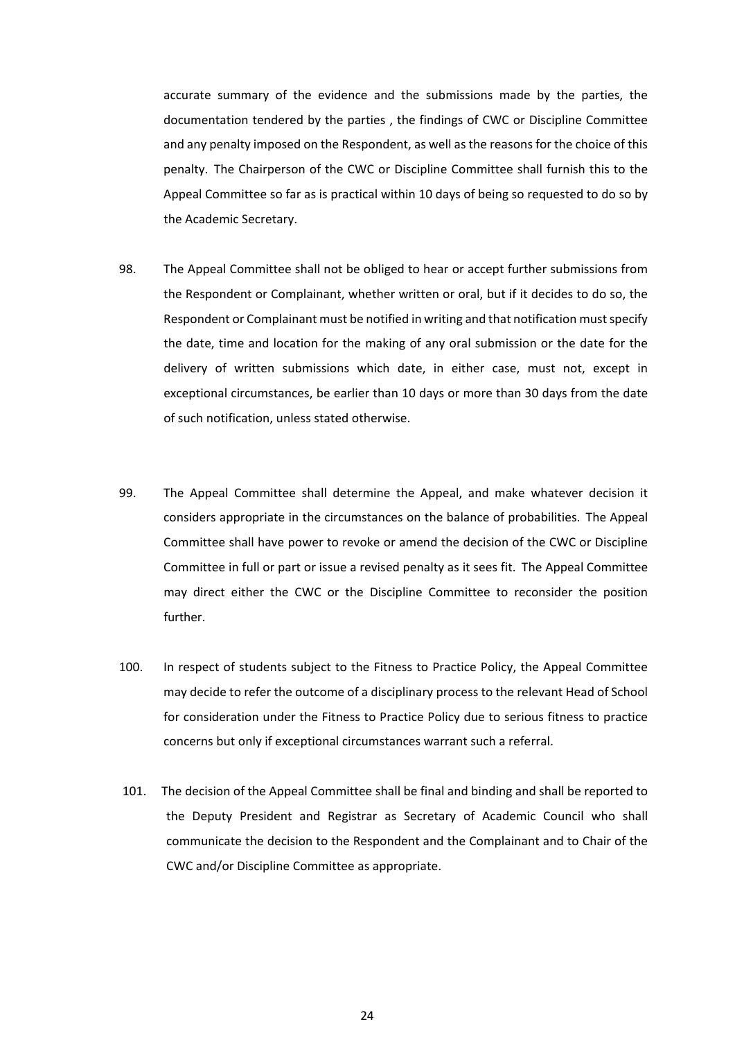accurate summary of the evidence and the submissions made by the parties, the documentation tendered by the parties , the findings of CWC or Discipline Committee and any penalty imposed on the Respondent, as well as the reasons for the choice of this penalty. The Chairperson of the CWC or Discipline Committee shall furnish this to the Appeal Committee so far as is practical within 10 days of being so requested to do so by the Academic Secretary.

98. The Appeal Committee shall not be obliged to hear or accept further submissions from the Respondent or Complainant, whether written or oral, but if it decides to do so, the Respondent or Complainant must be notified in writing and that notification must specify the date, time and location for the making of any oral submission or the date for the delivery of written submissions which date, in either case, must not, except in exceptional circumstances, be earlier than 10 days or more than 30 days from the date of such notification, unless stated otherwise.

99. The Appeal Committee shall determine the Appeal, and make whatever decision it considers appropriate in the circumstances on the balance of probabilities. The Appeal Committee shall have power to revoke or amend the decision of the CWC or Discipline Committee in full or part or issue a revised penalty as it sees fit. The Appeal Committee may direct either the CWC or the Discipline Committee to reconsider the position further.

100. In respect of students subject to the Fitness to Practice Policy, the Appeal Committee may decide to refer the outcome of a disciplinary process to the relevant Head of School for consideration under the Fitness to Practice Policy due to serious fitness to practice concerns but only if exceptional circumstances warrant such a referral.

101. The decision of the Appeal Committee shall be final and binding and shall be reported to the Deputy President and Registrar as Secretary of Academic Council who shall communicate the decision to the Respondent and the Complainant and to Chair of the CWC and/or Discipline Committee as appropriate.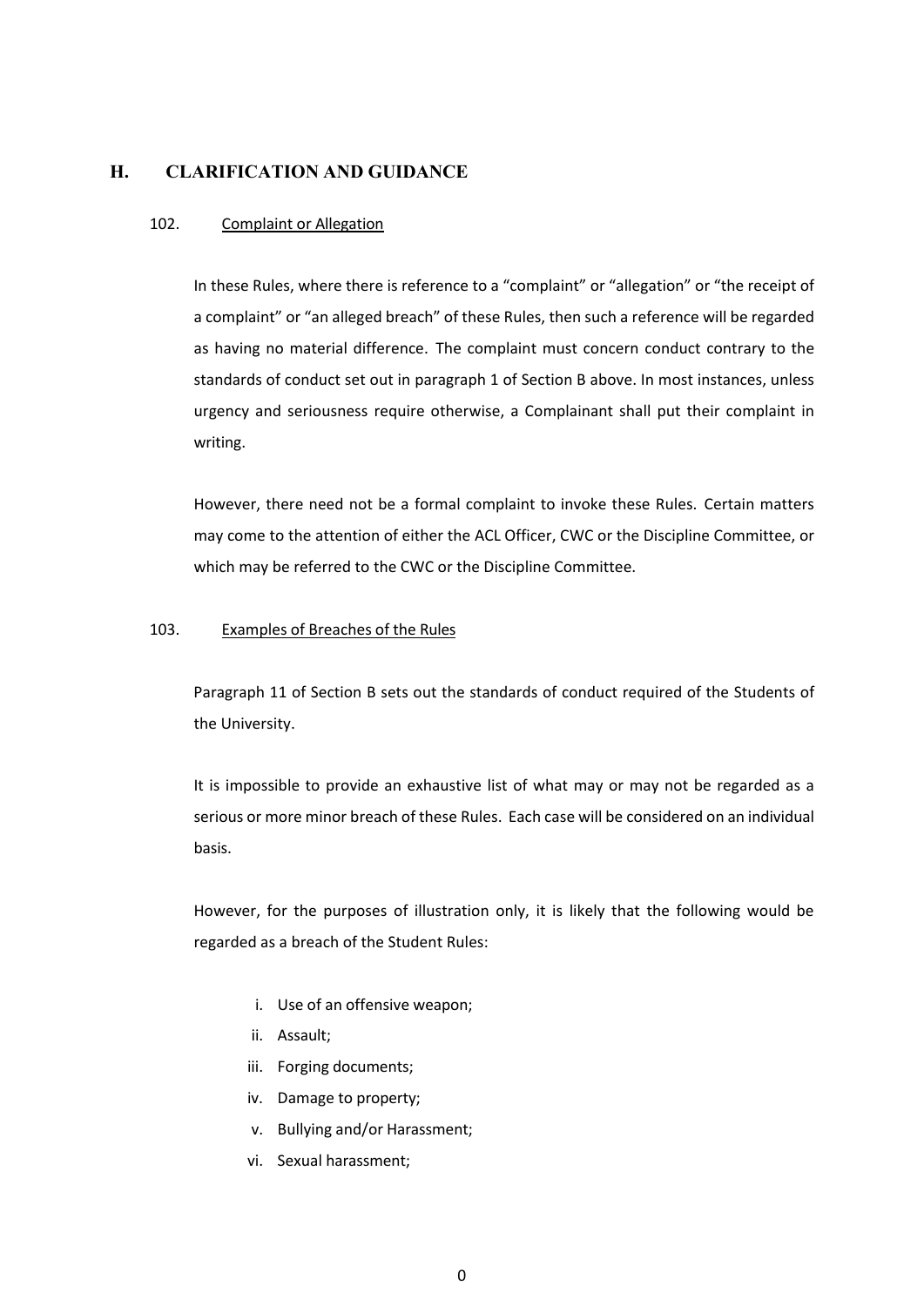## H. CLARIFICATION AND GUIDANCE

102. Complaint or Allegation

In these Rules, where there is reference to a "complaint" or "allegation" or "the receipt of a complaint" or "an alleged breach" of these Rules, then such a reference will be regarded as having no material difference. The complaint must concern conduct contrary to the standards of conduct set out in paragraph 1 of Section B above. In most instances, unless urgency and seriousness require otherwise, a Complainant shall put their complaint in writing.

However, there need not be a formal complaint to invoke these Rules. Certain matters may come to the attention of either the ACL Officer, CWC or the Discipline Committee, or which may be referred to the CWC or the Discipline Committee.

103. Examples of Breaches of the Rules

Paragraph 11 of Section B sets out the standards of conduct required of the Students of the University.

It is impossible to provide an exhaustive list of what may or may not be regarded as a serious or more minor breach of these Rules. Each case will be considered on an individual basis.

However, for the purposes of illustration only, it is likely that the following would be regarded as a breach of the Student Rules:

i. Use of an offensive weapon;
ii. Assault;
iii. Forging documents;
iv. Damage to property;
v. Bullying and/or Harassment;
vi. Sexual harassment;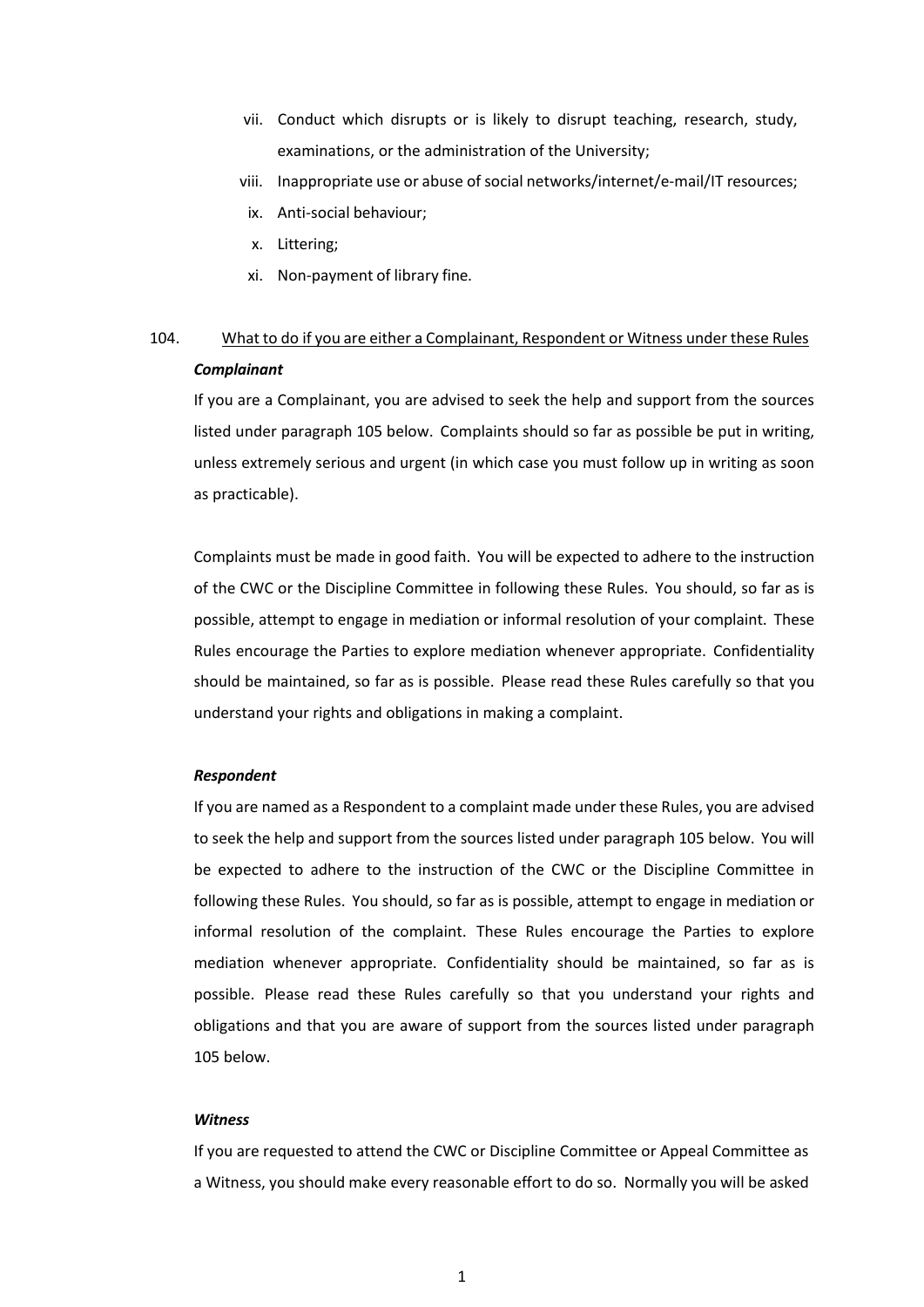vii. Conduct which disrupts or is likely to disrupt teaching, research, study, examinations, or the administration of the University;

viii. Inappropriate use or abuse of social networks/internet/e-mail/IT resources;

ix. Anti-social behaviour;

x. Littering;

xi. Non-payment of library fine.

104. What to do if you are either a Complainant, Respondent or Witness under these Rules

***Complainant***

If you are a Complainant, you are advised to seek the help and support from the sources listed under paragraph 105 below. Complaints should so far as possible be put in writing, unless extremely serious and urgent (in which case you must follow up in writing as soon as practicable).

Complaints must be made in good faith. You will be expected to adhere to the instruction of the CWC or the Discipline Committee in following these Rules. You should, so far as is possible, attempt to engage in mediation or informal resolution of your complaint. These Rules encourage the Parties to explore mediation whenever appropriate. Confidentiality should be maintained, so far as is possible. Please read these Rules carefully so that you understand your rights and obligations in making a complaint.

***Respondent***

If you are named as a Respondent to a complaint made under these Rules, you are advised to seek the help and support from the sources listed under paragraph 105 below. You will be expected to adhere to the instruction of the CWC or the Discipline Committee in following these Rules. You should, so far as is possible, attempt to engage in mediation or informal resolution of the complaint. These Rules encourage the Parties to explore mediation whenever appropriate. Confidentiality should be maintained, so far as is possible. Please read these Rules carefully so that you understand your rights and obligations and that you are aware of support from the sources listed under paragraph 105 below.

***Witness***

If you are requested to attend the CWC or Discipline Committee or Appeal Committee as a Witness, you should make every reasonable effort to do so. Normally you will be asked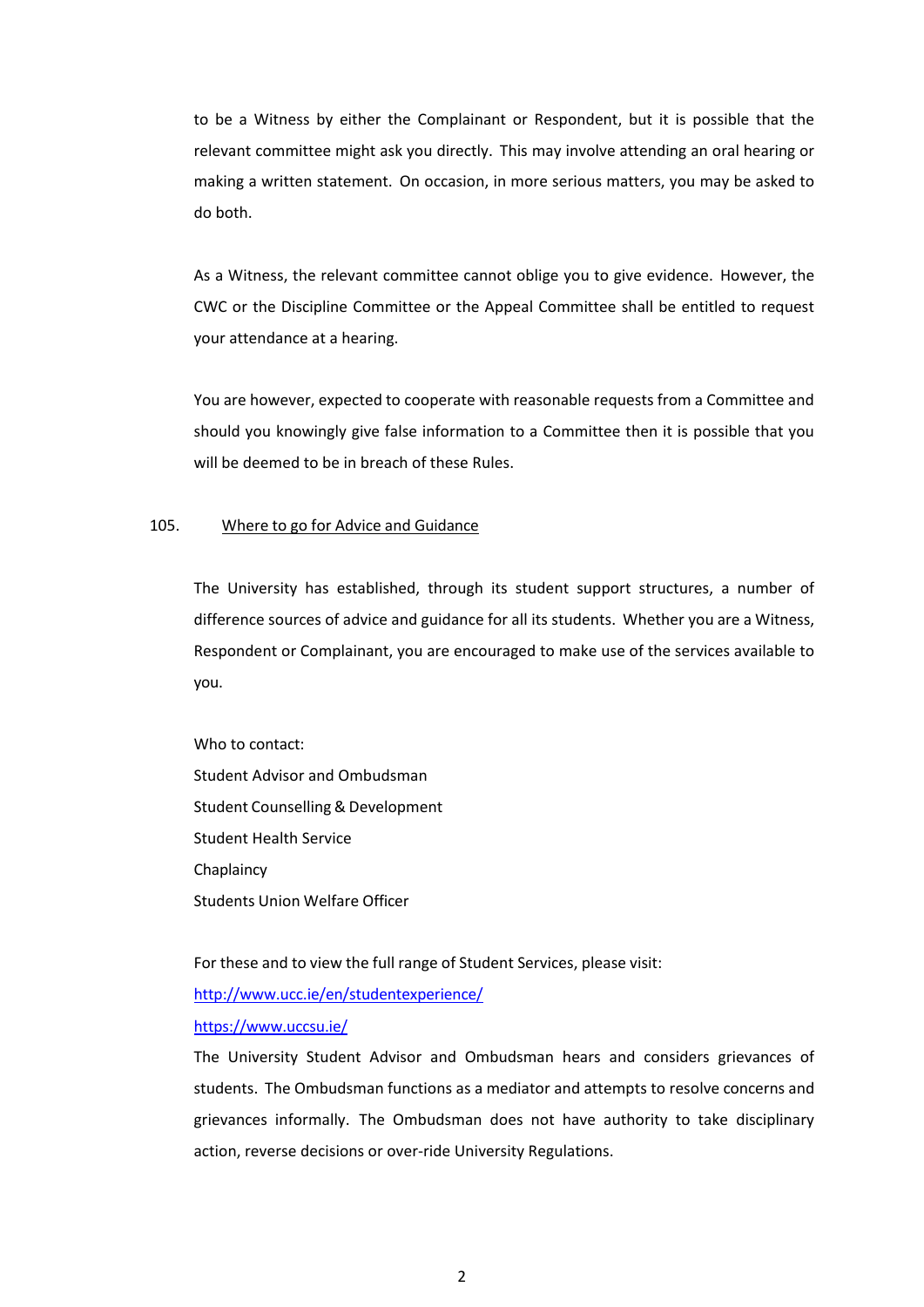to be a Witness by either the Complainant or Respondent, but it is possible that the relevant committee might ask you directly. This may involve attending an oral hearing or making a written statement. On occasion, in more serious matters, you may be asked to do both.

As a Witness, the relevant committee cannot oblige you to give evidence. However, the CWC or the Discipline Committee or the Appeal Committee shall be entitled to request your attendance at a hearing.

You are however, expected to cooperate with reasonable requests from a Committee and should you knowingly give false information to a Committee then it is possible that you will be deemed to be in breach of these Rules.

105. Where to go for Advice and Guidance

The University has established, through its student support structures, a number of difference sources of advice and guidance for all its students. Whether you are a Witness, Respondent or Complainant, you are encouraged to make use of the services available to you.

Who to contact:
Student Advisor and Ombudsman
Student Counselling & Development
Student Health Service
Chaplaincy
Students Union Welfare Officer

For these and to view the full range of Student Services, please visit:
[http://www.ucc.ie/en/studentexperience/](http://www.ucc.ie/en/studentexperience/)
[https://www.uccsu.ie/](https://www.uccsu.ie/)
The University Student Advisor and Ombudsman hears and considers grievances of students. The Ombudsman functions as a mediator and attempts to resolve concerns and grievances informally. The Ombudsman does not have authority to take disciplinary action, reverse decisions or over-ride University Regulations.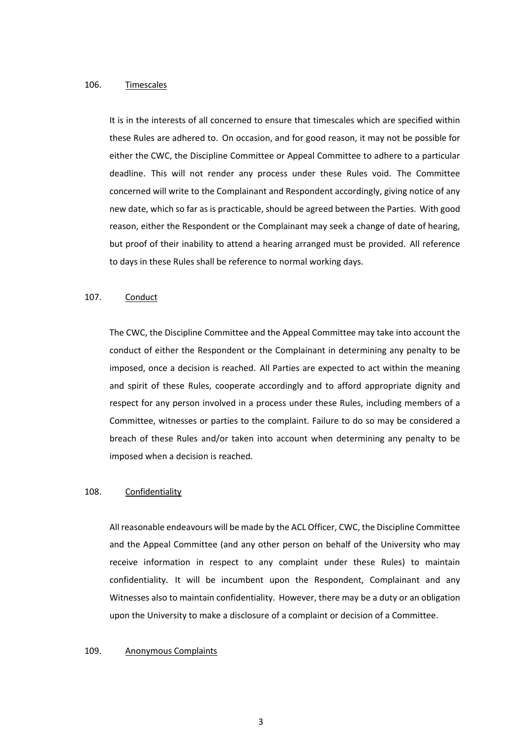106. Timescales

It is in the interests of all concerned to ensure that timescales which are specified within these Rules are adhered to. On occasion, and for good reason, it may not be possible for either the CWC, the Discipline Committee or Appeal Committee to adhere to a particular deadline. This will not render any process under these Rules void. The Committee concerned will write to the Complainant and Respondent accordingly, giving notice of any new date, which so far as is practicable, should be agreed between the Parties. With good reason, either the Respondent or the Complainant may seek a change of date of hearing, but proof of their inability to attend a hearing arranged must be provided. All reference to days in these Rules shall be reference to normal working days.

107. Conduct

The CWC, the Discipline Committee and the Appeal Committee may take into account the conduct of either the Respondent or the Complainant in determining any penalty to be imposed, once a decision is reached. All Parties are expected to act within the meaning and spirit of these Rules, cooperate accordingly and to afford appropriate dignity and respect for any person involved in a process under these Rules, including members of a Committee, witnesses or parties to the complaint. Failure to do so may be considered a breach of these Rules and/or taken into account when determining any penalty to be imposed when a decision is reached.

108. Confidentiality

All reasonable endeavours will be made by the ACL Officer, CWC, the Discipline Committee and the Appeal Committee (and any other person on behalf of the University who may receive information in respect to any complaint under these Rules) to maintain confidentiality. It will be incumbent upon the Respondent, Complainant and any Witnesses also to maintain confidentiality. However, there may be a duty or an obligation upon the University to make a disclosure of a complaint or decision of a Committee.

109. Anonymous Complaints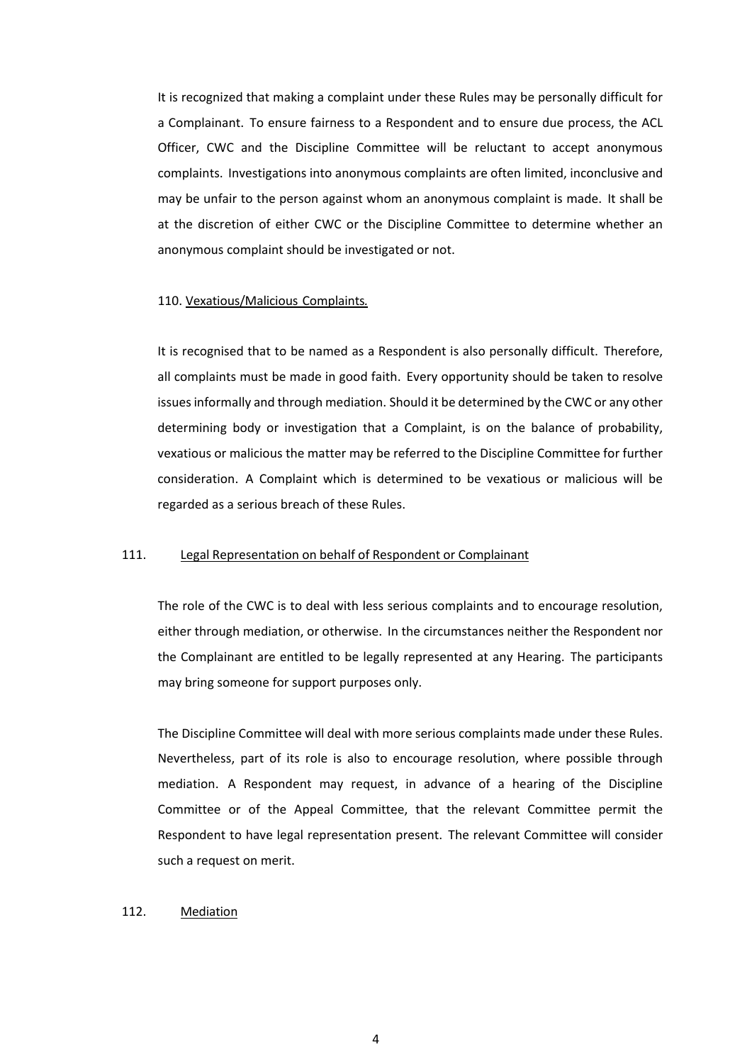It is recognized that making a complaint under these Rules may be personally difficult for a Complainant. To ensure fairness to a Respondent and to ensure due process, the ACL Officer, CWC and the Discipline Committee will be reluctant to accept anonymous complaints. Investigations into anonymous complaints are often limited, inconclusive and may be unfair to the person against whom an anonymous complaint is made. It shall be at the discretion of either CWC or the Discipline Committee to determine whether an anonymous complaint should be investigated or not.

110. <u>Vexatious/Malicious Complaints.</u>

It is recognised that to be named as a Respondent is also personally difficult. Therefore, all complaints must be made in good faith. Every opportunity should be taken to resolve issues informally and through mediation. Should it be determined by the CWC or any other determining body or investigation that a Complaint, is on the balance of probability, vexatious or malicious the matter may be referred to the Discipline Committee for further consideration. A Complaint which is determined to be vexatious or malicious will be regarded as a serious breach of these Rules.

111. <u>Legal Representation on behalf of Respondent or Complainant</u>

The role of the CWC is to deal with less serious complaints and to encourage resolution, either through mediation, or otherwise. In the circumstances neither the Respondent nor the Complainant are entitled to be legally represented at any Hearing. The participants may bring someone for support purposes only.

The Discipline Committee will deal with more serious complaints made under these Rules. Nevertheless, part of its role is also to encourage resolution, where possible through mediation. A Respondent may request, in advance of a hearing of the Discipline Committee or of the Appeal Committee, that the relevant Committee permit the Respondent to have legal representation present. The relevant Committee will consider such a request on merit.

112. <u>Mediation</u>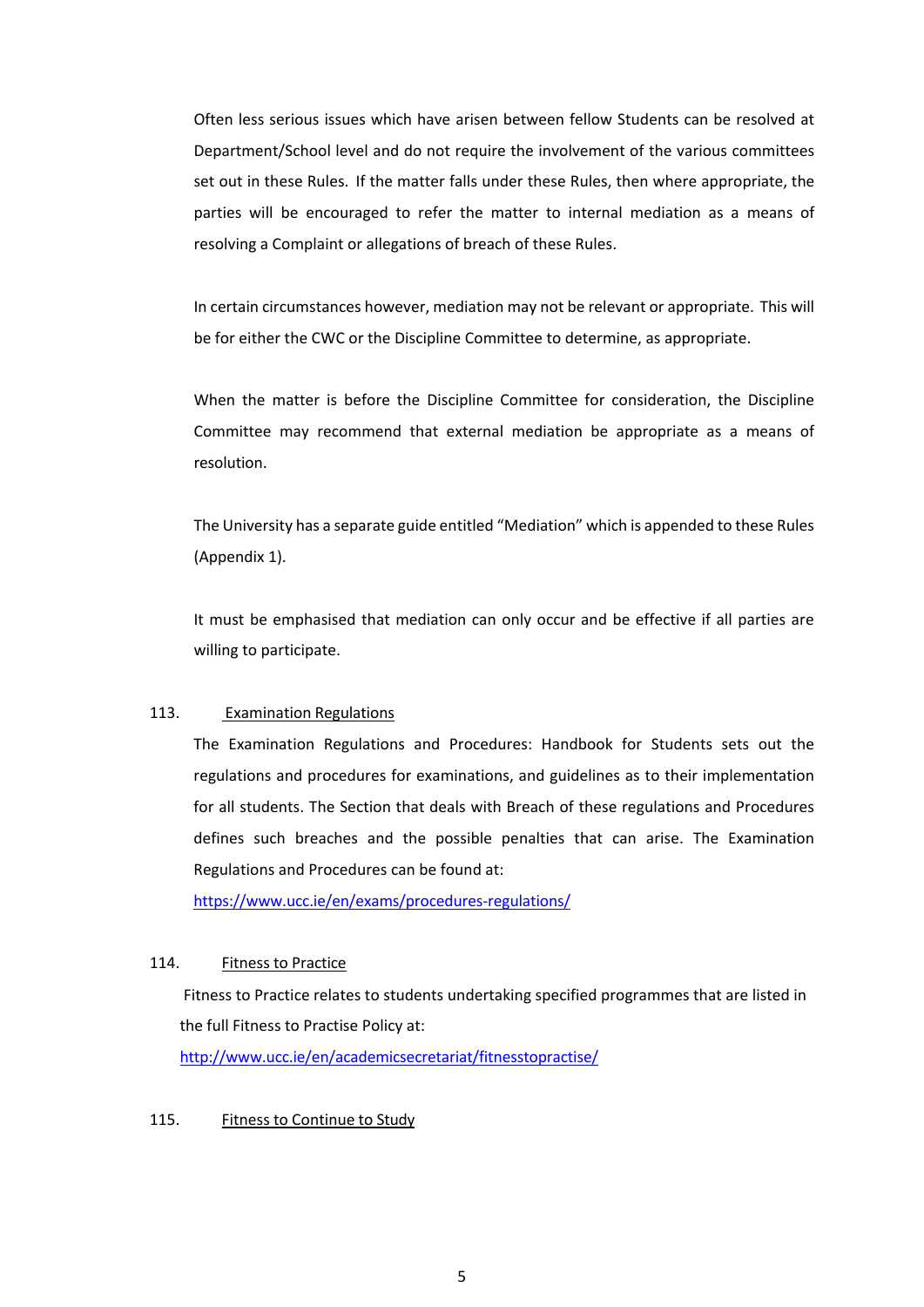Often less serious issues which have arisen between fellow Students can be resolved at Department/School level and do not require the involvement of the various committees set out in these Rules. If the matter falls under these Rules, then where appropriate, the parties will be encouraged to refer the matter to internal mediation as a means of resolving a Complaint or allegations of breach of these Rules.

In certain circumstances however, mediation may not be relevant or appropriate. This will be for either the CWC or the Discipline Committee to determine, as appropriate.

When the matter is before the Discipline Committee for consideration, the Discipline Committee may recommend that external mediation be appropriate as a means of resolution.

The University has a separate guide entitled "Mediation" which is appended to these Rules (Appendix 1).

It must be emphasised that mediation can only occur and be effective if all parties are willing to participate.

113. Examination Regulations

The Examination Regulations and Procedures: Handbook for Students sets out the regulations and procedures for examinations, and guidelines as to their implementation for all students. The Section that deals with Breach of these regulations and Procedures defines such breaches and the possible penalties that can arise. The Examination Regulations and Procedures can be found at:
https://www.ucc.ie/en/exams/procedures-regulations/

114. Fitness to Practice

Fitness to Practice relates to students undertaking specified programmes that are listed in the full Fitness to Practise Policy at:
http://www.ucc.ie/en/academicsecretariat/fitnesstopractise/

115. Fitness to Continue to Study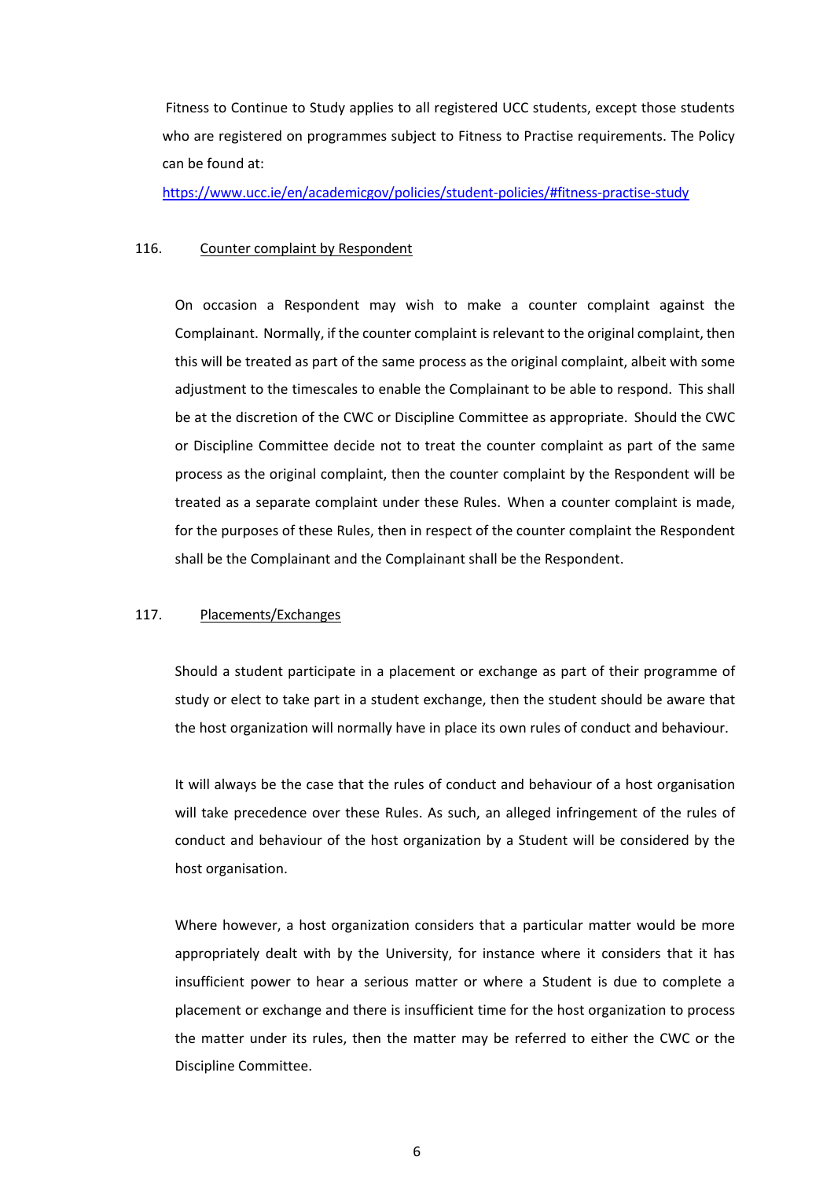Fitness to Continue to Study applies to all registered UCC students, except those students who are registered on programmes subject to Fitness to Practise requirements. The Policy can be found at:

https://www.ucc.ie/en/academicgov/policies/student-policies/#fitness-practise-study

116. Counter complaint by Respondent

On occasion a Respondent may wish to make a counter complaint against the Complainant. Normally, if the counter complaint is relevant to the original complaint, then this will be treated as part of the same process as the original complaint, albeit with some adjustment to the timescales to enable the Complainant to be able to respond. This shall be at the discretion of the CWC or Discipline Committee as appropriate. Should the CWC or Discipline Committee decide not to treat the counter complaint as part of the same process as the original complaint, then the counter complaint by the Respondent will be treated as a separate complaint under these Rules. When a counter complaint is made, for the purposes of these Rules, then in respect of the counter complaint the Respondent shall be the Complainant and the Complainant shall be the Respondent.

117. Placements/Exchanges

Should a student participate in a placement or exchange as part of their programme of study or elect to take part in a student exchange, then the student should be aware that the host organization will normally have in place its own rules of conduct and behaviour.

It will always be the case that the rules of conduct and behaviour of a host organisation will take precedence over these Rules. As such, an alleged infringement of the rules of conduct and behaviour of the host organization by a Student will be considered by the host organisation.

Where however, a host organization considers that a particular matter would be more appropriately dealt with by the University, for instance where it considers that it has insufficient power to hear a serious matter or where a Student is due to complete a placement or exchange and there is insufficient time for the host organization to process the matter under its rules, then the matter may be referred to either the CWC or the Discipline Committee.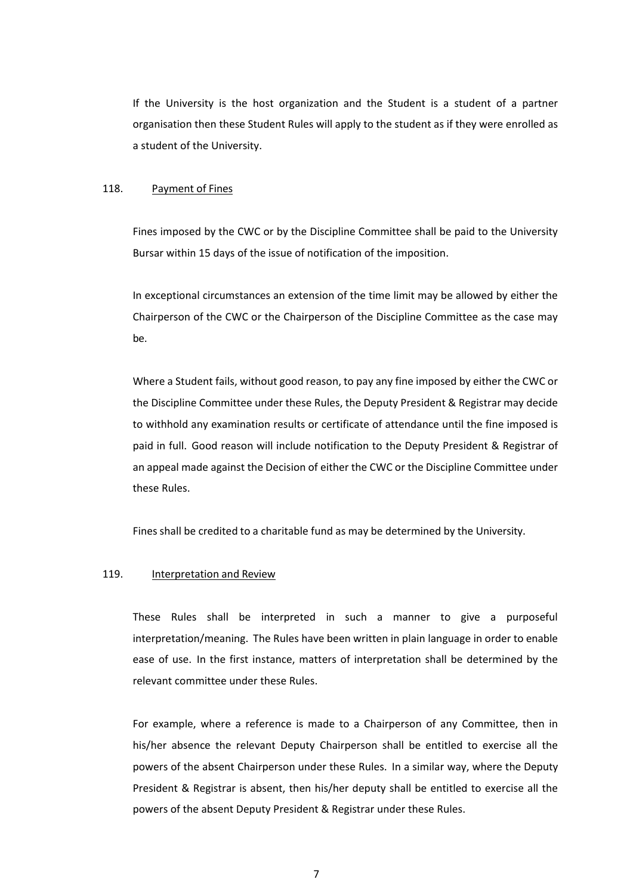If the University is the host organization and the Student is a student of a partner organisation then these Student Rules will apply to the student as if they were enrolled as a student of the University.

118. Payment of Fines

Fines imposed by the CWC or by the Discipline Committee shall be paid to the University Bursar within 15 days of the issue of notification of the imposition.

In exceptional circumstances an extension of the time limit may be allowed by either the Chairperson of the CWC or the Chairperson of the Discipline Committee as the case may be.

Where a Student fails, without good reason, to pay any fine imposed by either the CWC or the Discipline Committee under these Rules, the Deputy President & Registrar may decide to withhold any examination results or certificate of attendance until the fine imposed is paid in full. Good reason will include notification to the Deputy President & Registrar of an appeal made against the Decision of either the CWC or the Discipline Committee under these Rules.

Fines shall be credited to a charitable fund as may be determined by the University.

119. Interpretation and Review

These Rules shall be interpreted in such a manner to give a purposeful interpretation/meaning. The Rules have been written in plain language in order to enable ease of use. In the first instance, matters of interpretation shall be determined by the relevant committee under these Rules.

For example, where a reference is made to a Chairperson of any Committee, then in his/her absence the relevant Deputy Chairperson shall be entitled to exercise all the powers of the absent Chairperson under these Rules. In a similar way, where the Deputy President & Registrar is absent, then his/her deputy shall be entitled to exercise all the powers of the absent Deputy President & Registrar under these Rules.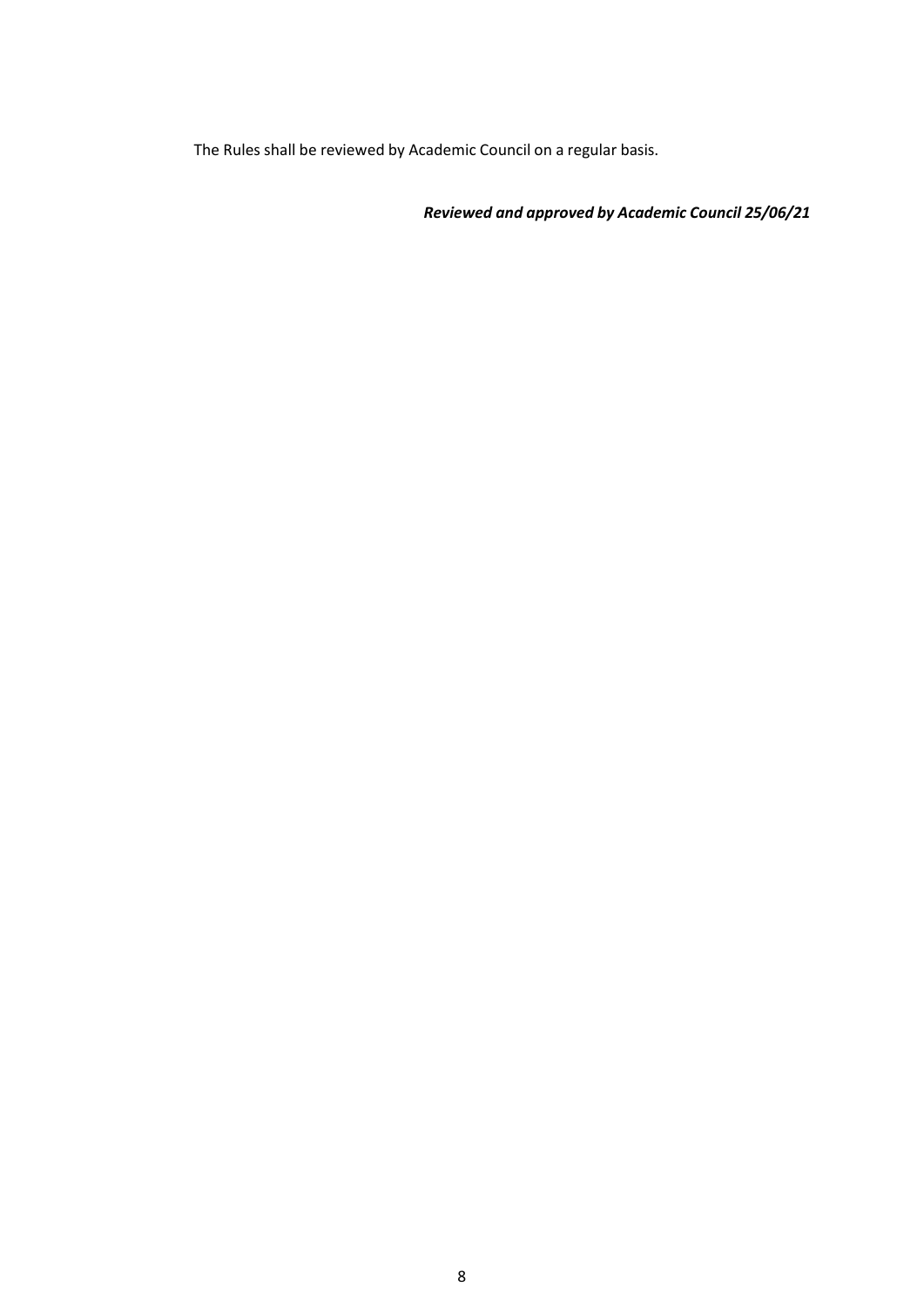The Rules shall be reviewed by Academic Council on a regular basis.

***Reviewed and approved by Academic Council 25/06/21***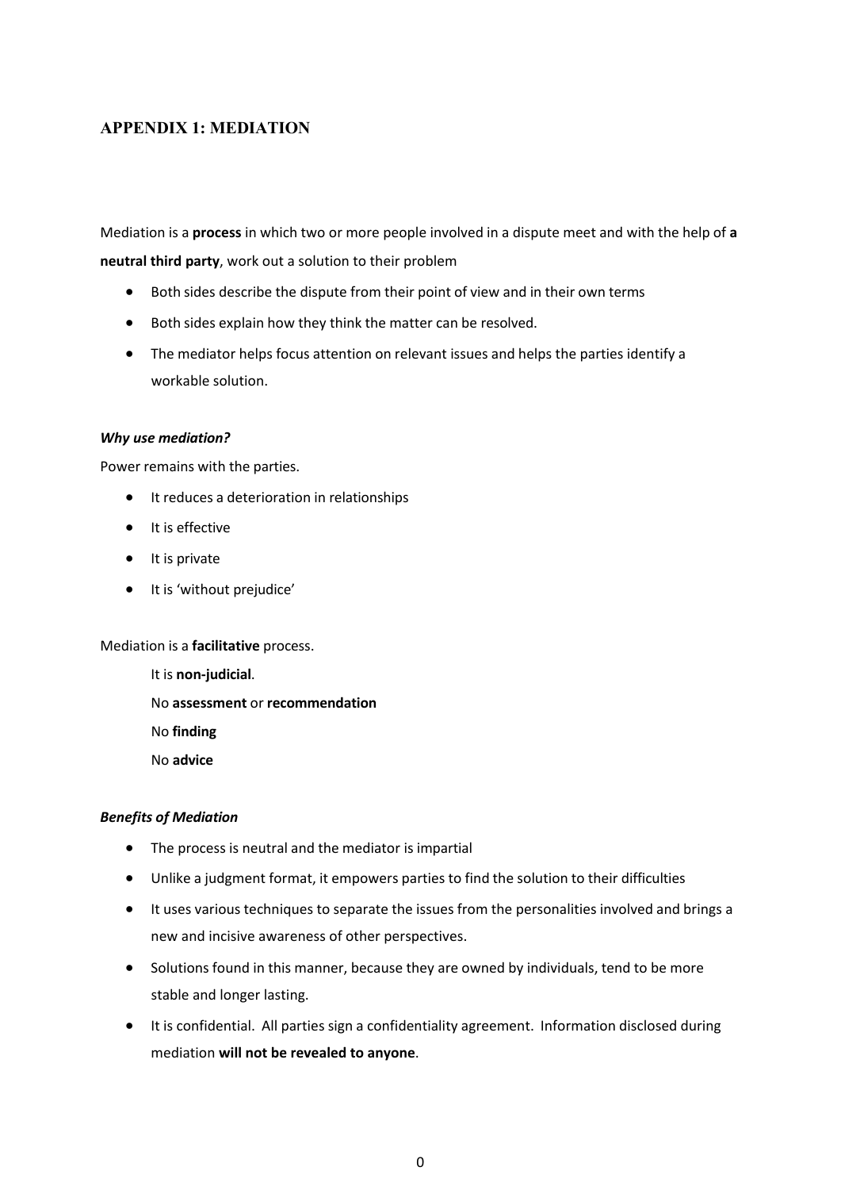## APPENDIX 1: MEDIATION

Mediation is a **process** in which two or more people involved in a dispute meet and with the help of **a neutral third party**, work out a solution to their problem

- Both sides describe the dispute from their point of view and in their own terms
- Both sides explain how they think the matter can be resolved.
- The mediator helps focus attention on relevant issues and helps the parties identify a workable solution.

***Why use mediation?***

Power remains with the parties.

- It reduces a deterioration in relationships
- It is effective
- It is private
- It is 'without prejudice'

Mediation is a **facilitative** process.

It is **non-judicial**.

No **assessment** or **recommendation**

No **finding**

No **advice**

***Benefits of Mediation***

- The process is neutral and the mediator is impartial
- Unlike a judgment format, it empowers parties to find the solution to their difficulties
- It uses various techniques to separate the issues from the personalities involved and brings a new and incisive awareness of other perspectives.
- Solutions found in this manner, because they are owned by individuals, tend to be more stable and longer lasting.
- It is confidential. All parties sign a confidentiality agreement. Information disclosed during mediation **will not be revealed to anyone**.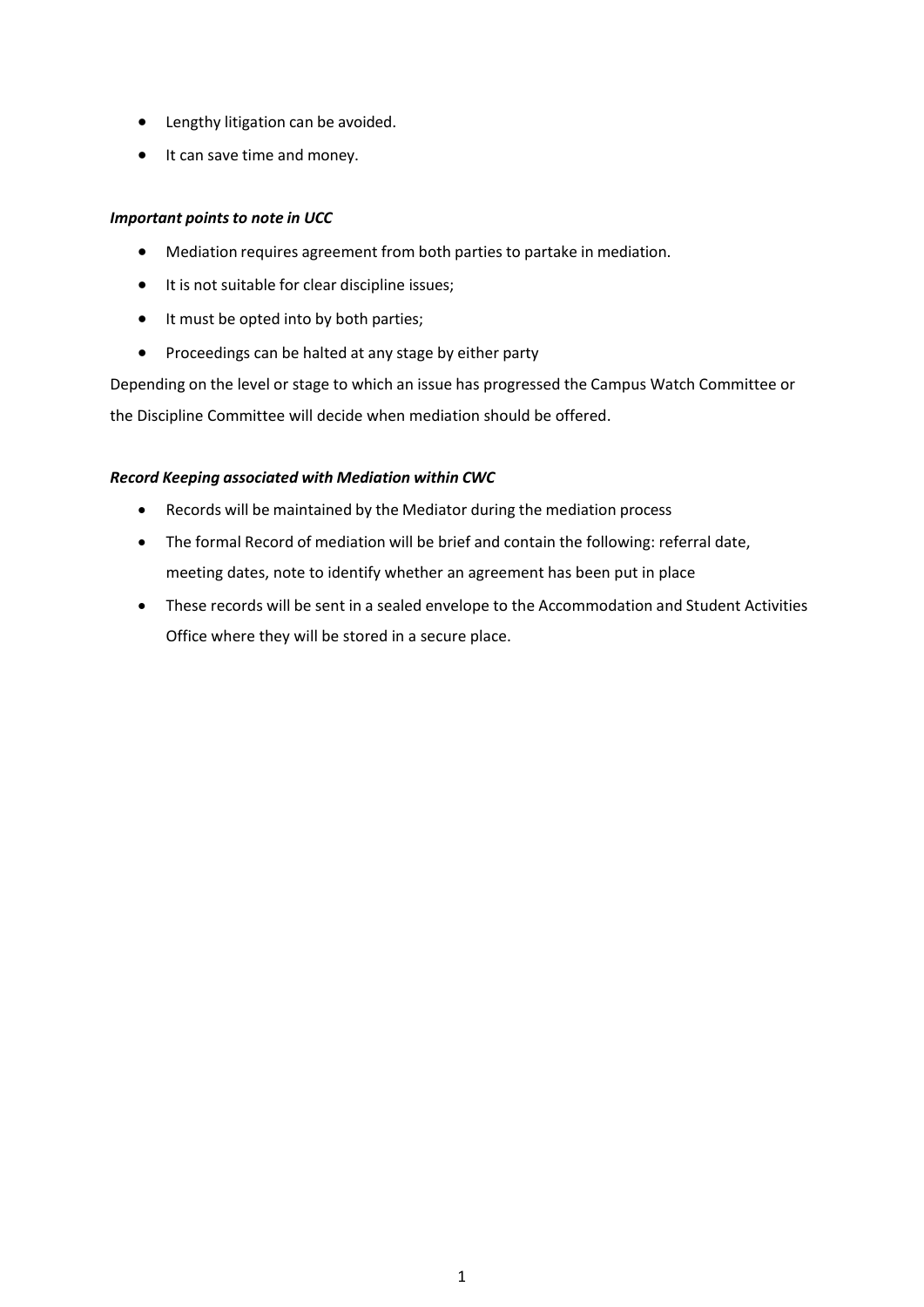- Lengthy litigation can be avoided.
- It can save time and money.

***Important points to note in UCC***

- Mediation requires agreement from both parties to partake in mediation.
- It is not suitable for clear discipline issues;
- It must be opted into by both parties;
- Proceedings can be halted at any stage by either party

Depending on the level or stage to which an issue has progressed the Campus Watch Committee or the Discipline Committee will decide when mediation should be offered.

***Record Keeping associated with Mediation within CWC***

- Records will be maintained by the Mediator during the mediation process
- The formal Record of mediation will be brief and contain the following: referral date, meeting dates, note to identify whether an agreement has been put in place
- These records will be sent in a sealed envelope to the Accommodation and Student Activities Office where they will be stored in a secure place.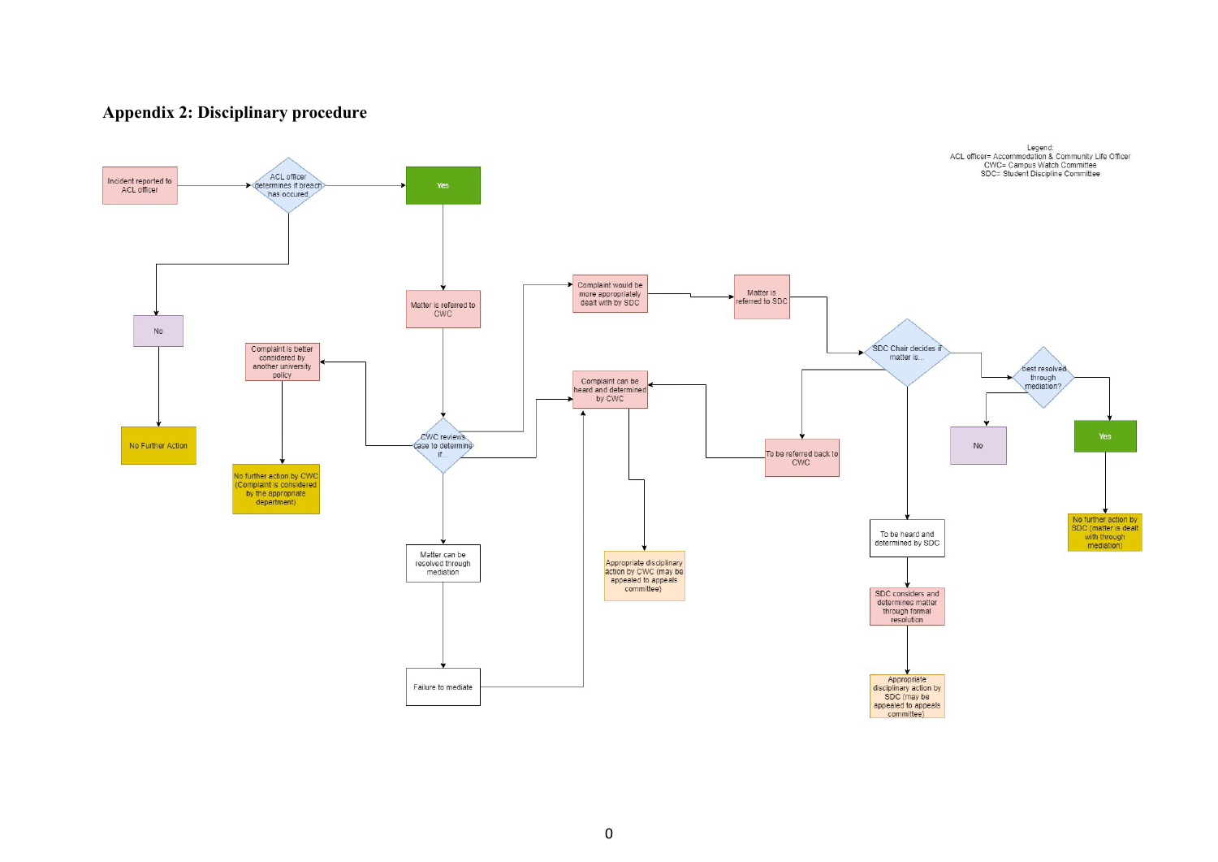## Appendix 2: Disciplinary procedure

Legend:
ACL officer= Accommodation & Community Life Officer
CWC= Campus Watch Committee
SDC= Student Discipline Committee

Incident reported to ACL officer

ACL officer determines if breach has occured

Yes

No

No Further Action

Matter is referred to CWC

CWC reviews case to determine if...

Complaint is better considered by another university policy

No further action by CWC (Complaint is considered by the appropriate department)

Complaint would be more appropriately dealt with by SDC

Matter is referred to SDC

Complaint can be heard and determined by CWC

Appropriate disciplinary action by CWC (may be appealed to appeals committee)

Matter can be resolved through mediation

Failure to mediate

SDC Chair decides if matter is...

To be referred back to CWC

To be heard and determined by SDC

SDC considers and determines matter through formal resolution

Appropriate disciplinary action by SDC (may be appealed to appeals committee)

Best resolved through mediation?

No

Yes

No further action by SDC (matter is dealt with through mediation)